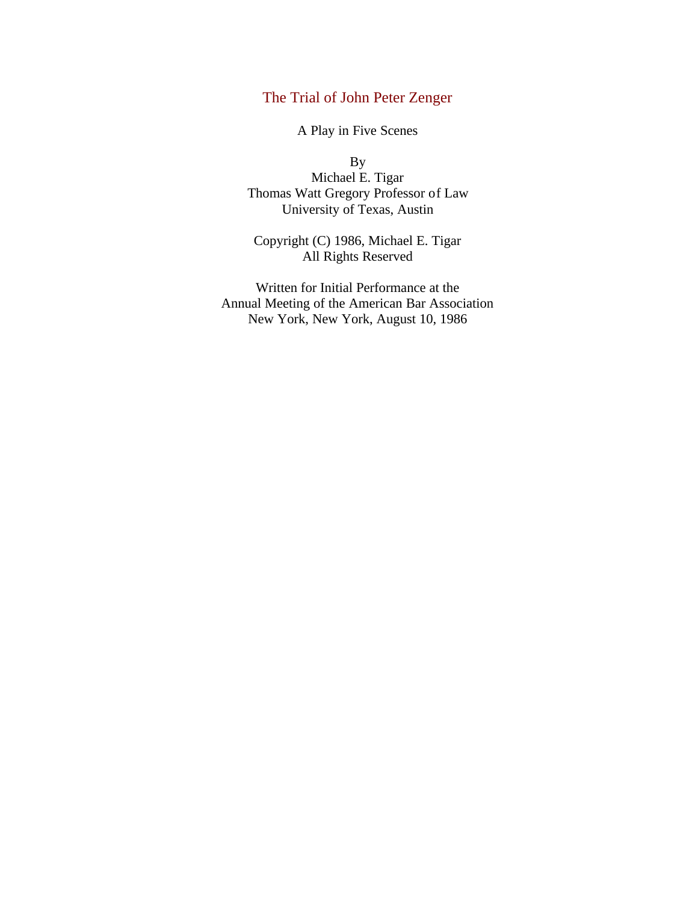# The Trial of John Peter Zenger

A Play in Five Scenes

By
Michael E. Tigar
Thomas Watt Gregory Professor of Law
University of Texas, Austin

Copyright (C) 1986, Michael E. Tigar
All Rights Reserved

Written for Initial Performance at the
Annual Meeting of the American Bar Association
New York, New York, August 10, 1986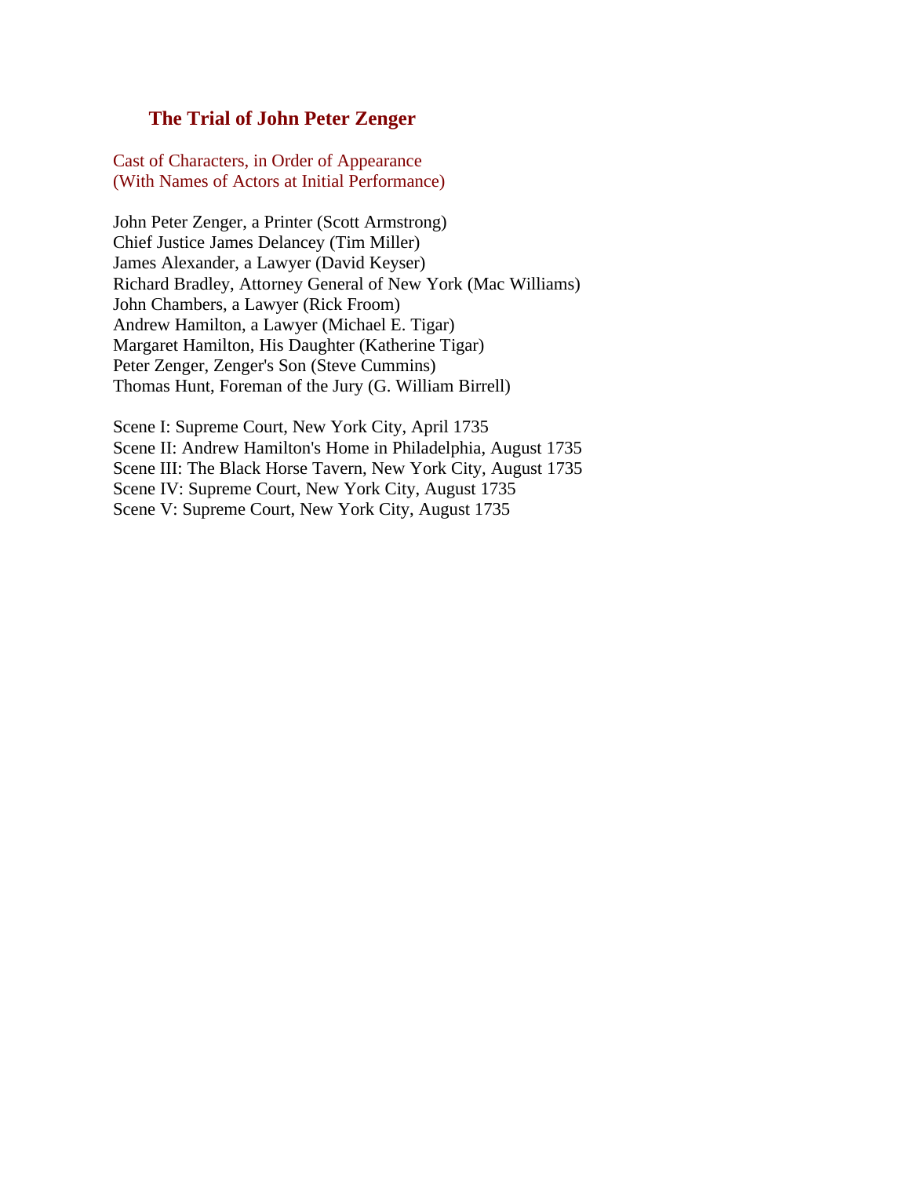## The Trial of John Peter Zenger

Cast of Characters, in Order of Appearance
(With Names of Actors at Initial Performance)

John Peter Zenger, a Printer (Scott Armstrong)
Chief Justice James Delancey (Tim Miller)
James Alexander, a Lawyer (David Keyser)
Richard Bradley, Attorney General of New York (Mac Williams)
John Chambers, a Lawyer (Rick Froom)
Andrew Hamilton, a Lawyer (Michael E. Tigar)
Margaret Hamilton, His Daughter (Katherine Tigar)
Peter Zenger, Zenger's Son (Steve Cummins)
Thomas Hunt, Foreman of the Jury (G. William Birrell)

Scene I: Supreme Court, New York City, April 1735
Scene II: Andrew Hamilton's Home in Philadelphia, August 1735
Scene III: The Black Horse Tavern, New York City, August 1735
Scene IV: Supreme Court, New York City, August 1735
Scene V: Supreme Court, New York City, August 1735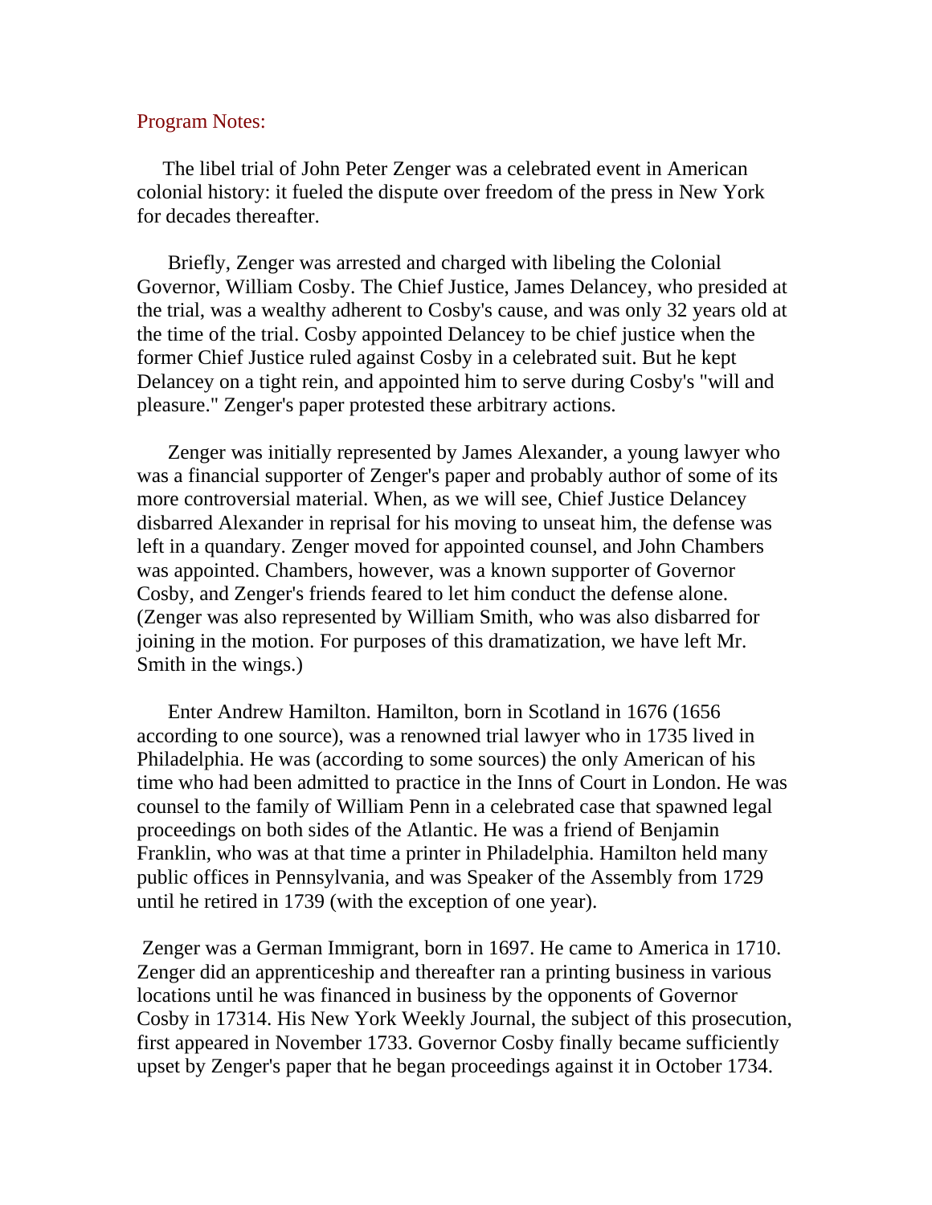## Program Notes:

The libel trial of John Peter Zenger was a celebrated event in American colonial history: it fueled the dispute over freedom of the press in New York for decades thereafter.

Briefly, Zenger was arrested and charged with libeling the Colonial Governor, William Cosby. The Chief Justice, James Delancey, who presided at the trial, was a wealthy adherent to Cosby's cause, and was only 32 years old at the time of the trial. Cosby appointed Delancey to be chief justice when the former Chief Justice ruled against Cosby in a celebrated suit. But he kept Delancey on a tight rein, and appointed him to serve during Cosby's "will and pleasure." Zenger's paper protested these arbitrary actions.

Zenger was initially represented by James Alexander, a young lawyer who was a financial supporter of Zenger's paper and probably author of some of its more controversial material. When, as we will see, Chief Justice Delancey disbarred Alexander in reprisal for his moving to unseat him, the defense was left in a quandary. Zenger moved for appointed counsel, and John Chambers was appointed. Chambers, however, was a known supporter of Governor Cosby, and Zenger's friends feared to let him conduct the defense alone. (Zenger was also represented by William Smith, who was also disbarred for joining in the motion. For purposes of this dramatization, we have left Mr. Smith in the wings.)

Enter Andrew Hamilton. Hamilton, born in Scotland in 1676 (1656 according to one source), was a renowned trial lawyer who in 1735 lived in Philadelphia. He was (according to some sources) the only American of his time who had been admitted to practice in the Inns of Court in London. He was counsel to the family of William Penn in a celebrated case that spawned legal proceedings on both sides of the Atlantic. He was a friend of Benjamin Franklin, who was at that time a printer in Philadelphia. Hamilton held many public offices in Pennsylvania, and was Speaker of the Assembly from 1729 until he retired in 1739 (with the exception of one year).

Zenger was a German Immigrant, born in 1697. He came to America in 1710. Zenger did an apprenticeship and thereafter ran a printing business in various locations until he was financed in business by the opponents of Governor Cosby in 17314. His New York Weekly Journal, the subject of this prosecution, first appeared in November 1733. Governor Cosby finally became sufficiently upset by Zenger's paper that he began proceedings against it in October 1734.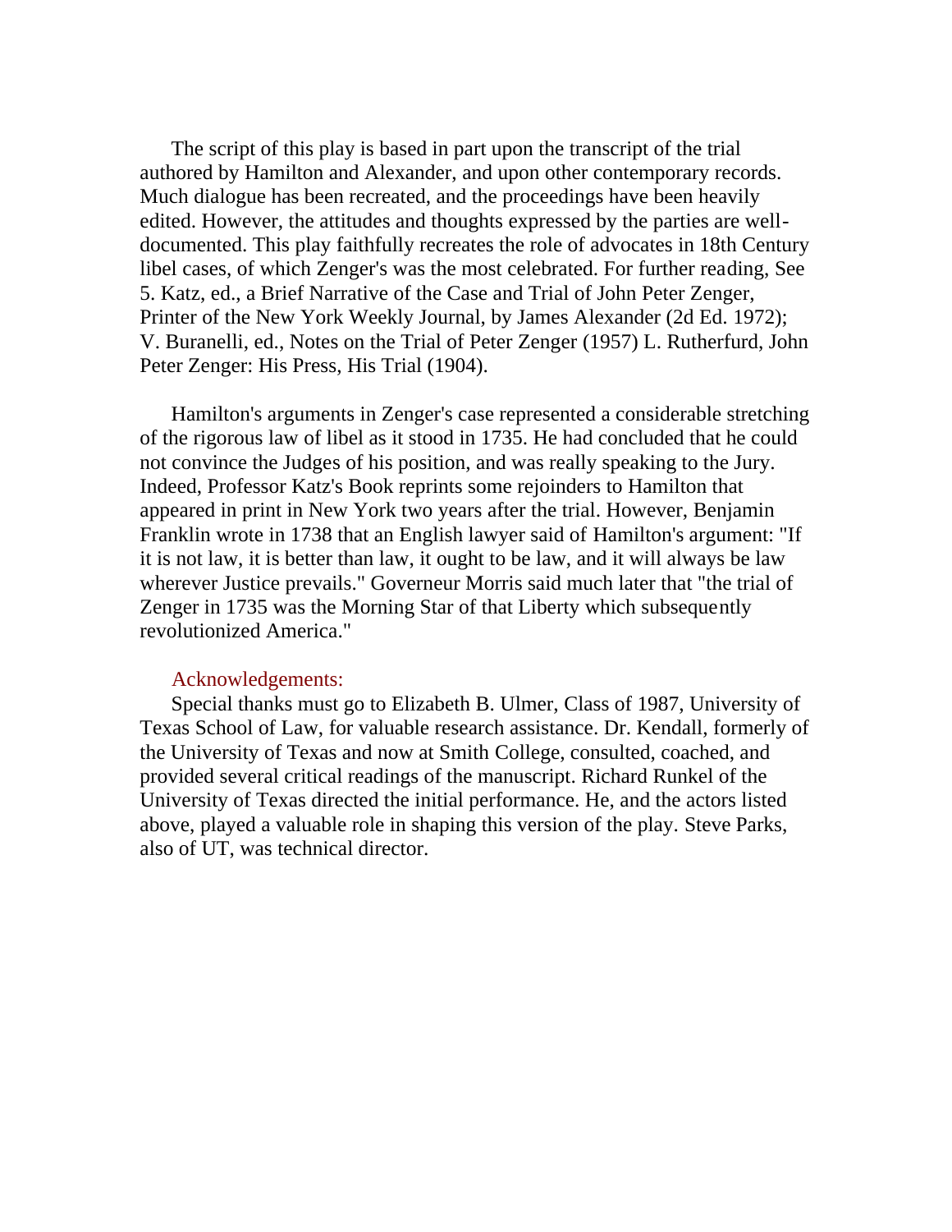The script of this play is based in part upon the transcript of the trial authored by Hamilton and Alexander, and upon other contemporary records. Much dialogue has been recreated, and the proceedings have been heavily edited. However, the attitudes and thoughts expressed by the parties are well-documented. This play faithfully recreates the role of advocates in 18th Century libel cases, of which Zenger's was the most celebrated. For further reading, See 5. Katz, ed., a Brief Narrative of the Case and Trial of John Peter Zenger, Printer of the New York Weekly Journal, by James Alexander (2d Ed. 1972); V. Buranelli, ed., Notes on the Trial of Peter Zenger (1957) L. Rutherfurd, John Peter Zenger: His Press, His Trial (1904).

Hamilton's arguments in Zenger's case represented a considerable stretching of the rigorous law of libel as it stood in 1735. He had concluded that he could not convince the Judges of his position, and was really speaking to the Jury. Indeed, Professor Katz's Book reprints some rejoinders to Hamilton that appeared in print in New York two years after the trial. However, Benjamin Franklin wrote in 1738 that an English lawyer said of Hamilton's argument: "If it is not law, it is better than law, it ought to be law, and it will always be law wherever Justice prevails." Governeur Morris said much later that "the trial of Zenger in 1735 was the Morning Star of that Liberty which subsequently revolutionized America."

## Acknowledgements:

Special thanks must go to Elizabeth B. Ulmer, Class of 1987, University of Texas School of Law, for valuable research assistance. Dr. Kendall, formerly of the University of Texas and now at Smith College, consulted, coached, and provided several critical readings of the manuscript. Richard Runkel of the University of Texas directed the initial performance. He, and the actors listed above, played a valuable role in shaping this version of the play. Steve Parks, also of UT, was technical director.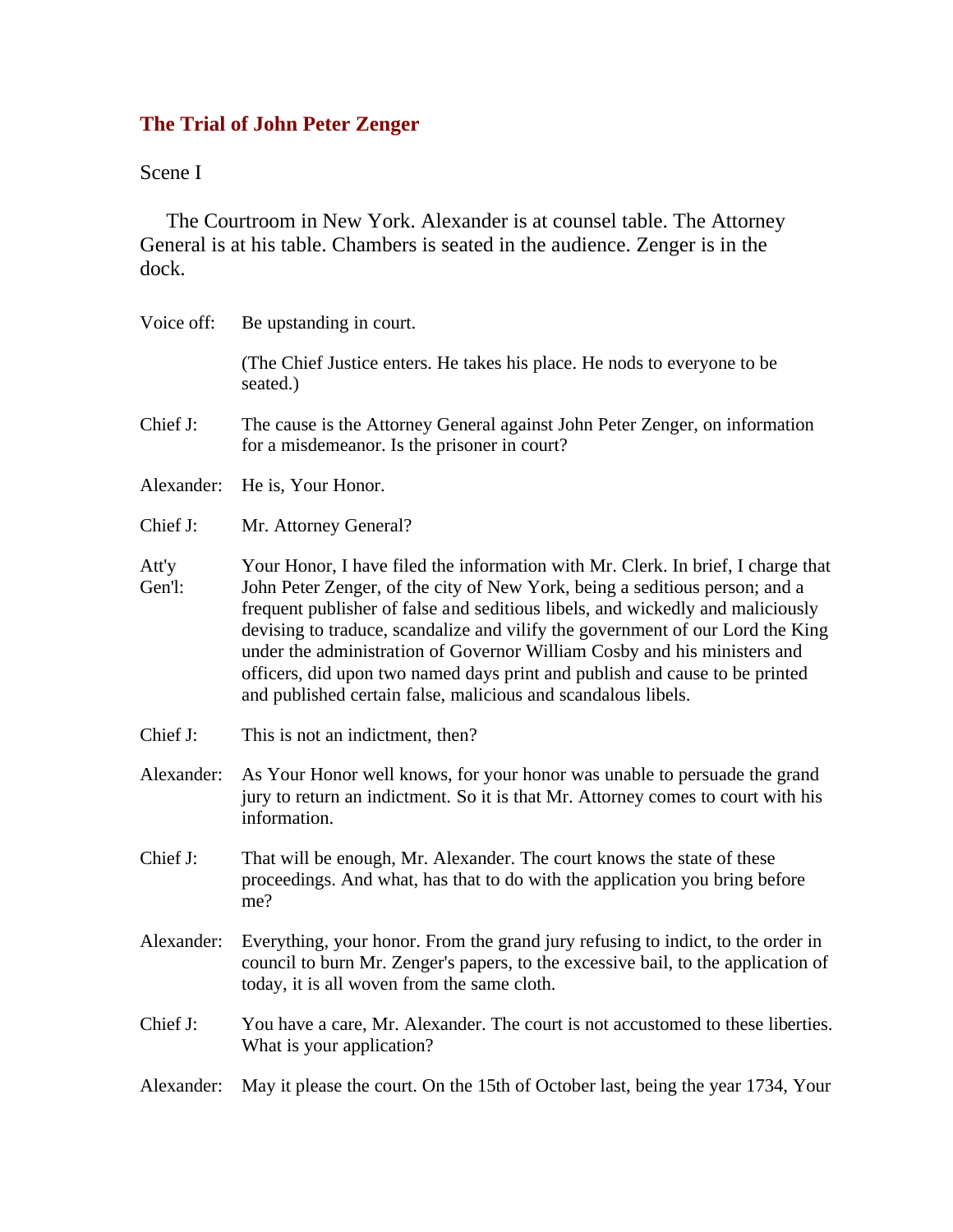## The Trial of John Peter Zenger

Scene I

The Courtroom in New York. Alexander is at counsel table. The Attorney General is at his table. Chambers is seated in the audience. Zenger is in the dock.

Voice off: Be upstanding in court.

(The Chief Justice enters. He takes his place. He nods to everyone to be seated.)

Chief J: The cause is the Attorney General against John Peter Zenger, on information for a misdemeanor. Is the prisoner in court?

Alexander: He is, Your Honor.

Chief J: Mr. Attorney General?

Att'y Gen'l: Your Honor, I have filed the information with Mr. Clerk. In brief, I charge that John Peter Zenger, of the city of New York, being a seditious person; and a frequent publisher of false and seditious libels, and wickedly and maliciously devising to traduce, scandalize and vilify the government of our Lord the King under the administration of Governor William Cosby and his ministers and officers, did upon two named days print and publish and cause to be printed and published certain false, malicious and scandalous libels.

Chief J: This is not an indictment, then?

Alexander: As Your Honor well knows, for your honor was unable to persuade the grand jury to return an indictment. So it is that Mr. Attorney comes to court with his information.

Chief J: That will be enough, Mr. Alexander. The court knows the state of these proceedings. And what, has that to do with the application you bring before me?

Alexander: Everything, your honor. From the grand jury refusing to indict, to the order in council to burn Mr. Zenger's papers, to the excessive bail, to the application of today, it is all woven from the same cloth.

Chief J: You have a care, Mr. Alexander. The court is not accustomed to these liberties. What is your application?

Alexander: May it please the court. On the 15th of October last, being the year 1734, Your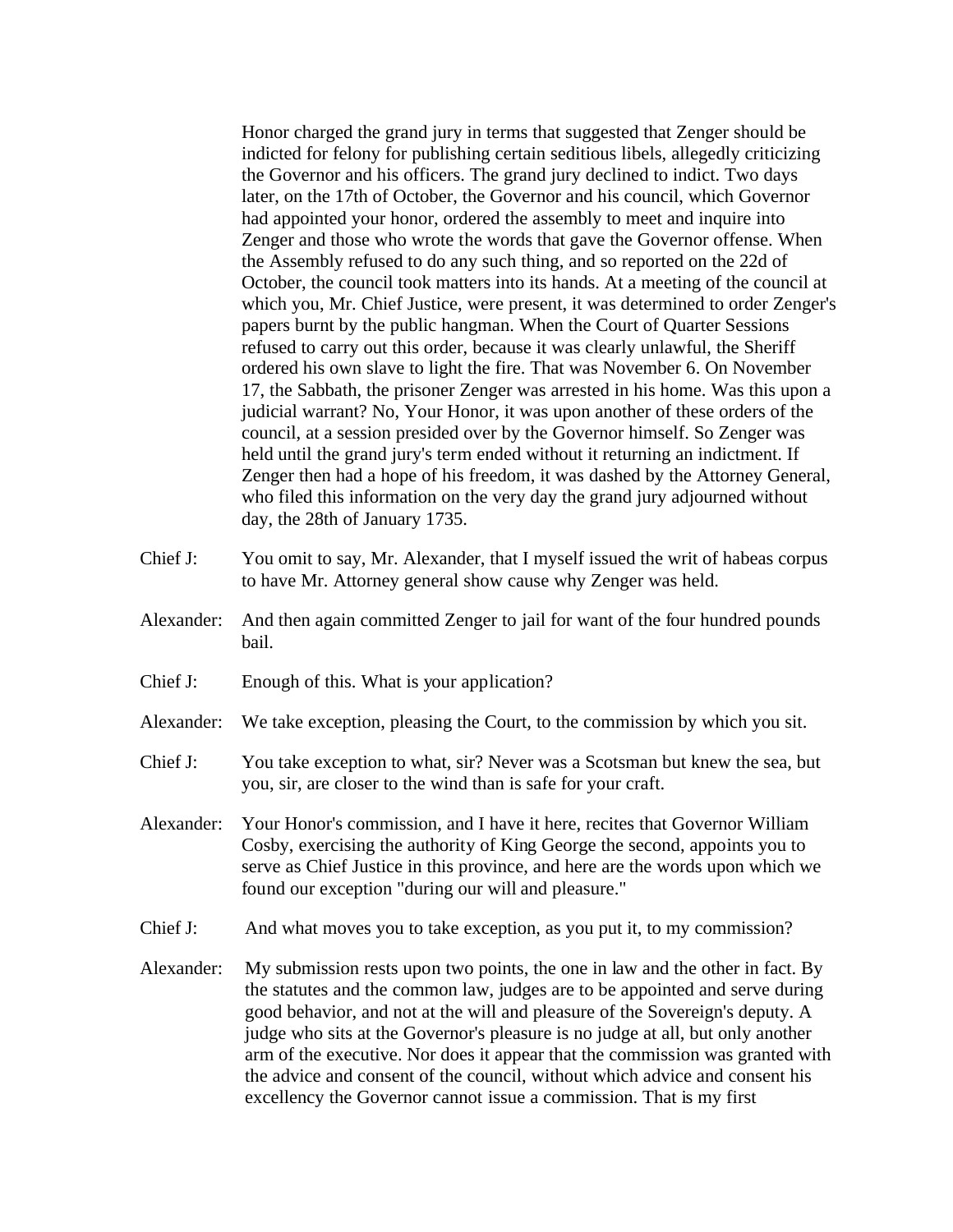Honor charged the grand jury in terms that suggested that Zenger should be indicted for felony for publishing certain seditious libels, allegedly criticizing the Governor and his officers. The grand jury declined to indict. Two days later, on the 17th of October, the Governor and his council, which Governor had appointed your honor, ordered the assembly to meet and inquire into Zenger and those who wrote the words that gave the Governor offense. When the Assembly refused to do any such thing, and so reported on the 22d of October, the council took matters into its hands. At a meeting of the council at which you, Mr. Chief Justice, were present, it was determined to order Zenger's papers burnt by the public hangman. When the Court of Quarter Sessions refused to carry out this order, because it was clearly unlawful, the Sheriff ordered his own slave to light the fire. That was November 6. On November 17, the Sabbath, the prisoner Zenger was arrested in his home. Was this upon a judicial warrant? No, Your Honor, it was upon another of these orders of the council, at a session presided over by the Governor himself. So Zenger was held until the grand jury's term ended without it returning an indictment. If Zenger then had a hope of his freedom, it was dashed by the Attorney General, who filed this information on the very day the grand jury adjourned without day, the 28th of January 1735.

Chief J: You omit to say, Mr. Alexander, that I myself issued the writ of habeas corpus to have Mr. Attorney general show cause why Zenger was held.

Alexander: And then again committed Zenger to jail for want of the four hundred pounds bail.

Chief J: Enough of this. What is your application?

Alexander: We take exception, pleasing the Court, to the commission by which you sit.

Chief J: You take exception to what, sir? Never was a Scotsman but knew the sea, but you, sir, are closer to the wind than is safe for your craft.

Alexander: Your Honor's commission, and I have it here, recites that Governor William Cosby, exercising the authority of King George the second, appoints you to serve as Chief Justice in this province, and here are the words upon which we found our exception "during our will and pleasure."

Chief J: And what moves you to take exception, as you put it, to my commission?

Alexander: My submission rests upon two points, the one in law and the other in fact. By the statutes and the common law, judges are to be appointed and serve during good behavior, and not at the will and pleasure of the Sovereign's deputy. A judge who sits at the Governor's pleasure is no judge at all, but only another arm of the executive. Nor does it appear that the commission was granted with the advice and consent of the council, without which advice and consent his excellency the Governor cannot issue a commission. That is my first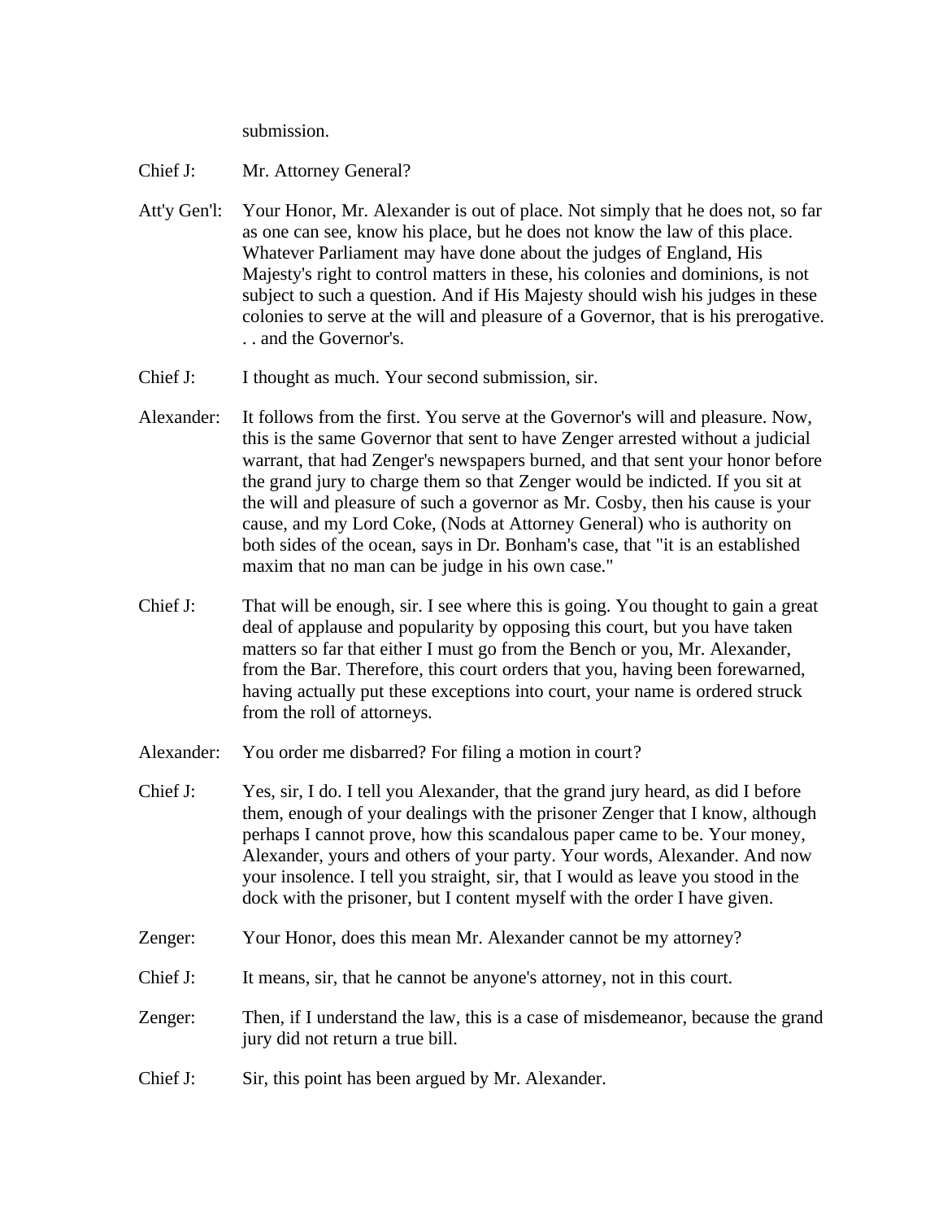submission.

Chief J: Mr. Attorney General?

Att'y Gen'l: Your Honor, Mr. Alexander is out of place. Not simply that he does not, so far as one can see, know his place, but he does not know the law of this place. Whatever Parliament may have done about the judges of England, His Majesty's right to control matters in these, his colonies and dominions, is not subject to such a question. And if His Majesty should wish his judges in these colonies to serve at the will and pleasure of a Governor, that is his prerogative. . . and the Governor's.

Chief J: I thought as much. Your second submission, sir.

Alexander: It follows from the first. You serve at the Governor's will and pleasure. Now, this is the same Governor that sent to have Zenger arrested without a judicial warrant, that had Zenger's newspapers burned, and that sent your honor before the grand jury to charge them so that Zenger would be indicted. If you sit at the will and pleasure of such a governor as Mr. Cosby, then his cause is your cause, and my Lord Coke, (Nods at Attorney General) who is authority on both sides of the ocean, says in Dr. Bonham's case, that "it is an established maxim that no man can be judge in his own case."

Chief J: That will be enough, sir. I see where this is going. You thought to gain a great deal of applause and popularity by opposing this court, but you have taken matters so far that either I must go from the Bench or you, Mr. Alexander, from the Bar. Therefore, this court orders that you, having been forewarned, having actually put these exceptions into court, your name is ordered struck from the roll of attorneys.

Alexander: You order me disbarred? For filing a motion in court?

Chief J: Yes, sir, I do. I tell you Alexander, that the grand jury heard, as did I before them, enough of your dealings with the prisoner Zenger that I know, although perhaps I cannot prove, how this scandalous paper came to be. Your money, Alexander, yours and others of your party. Your words, Alexander. And now your insolence. I tell you straight, sir, that I would as leave you stood in the dock with the prisoner, but I content myself with the order I have given.

Zenger: Your Honor, does this mean Mr. Alexander cannot be my attorney?

Chief J: It means, sir, that he cannot be anyone's attorney, not in this court.

Zenger: Then, if I understand the law, this is a case of misdemeanor, because the grand jury did not return a true bill.

Chief J: Sir, this point has been argued by Mr. Alexander.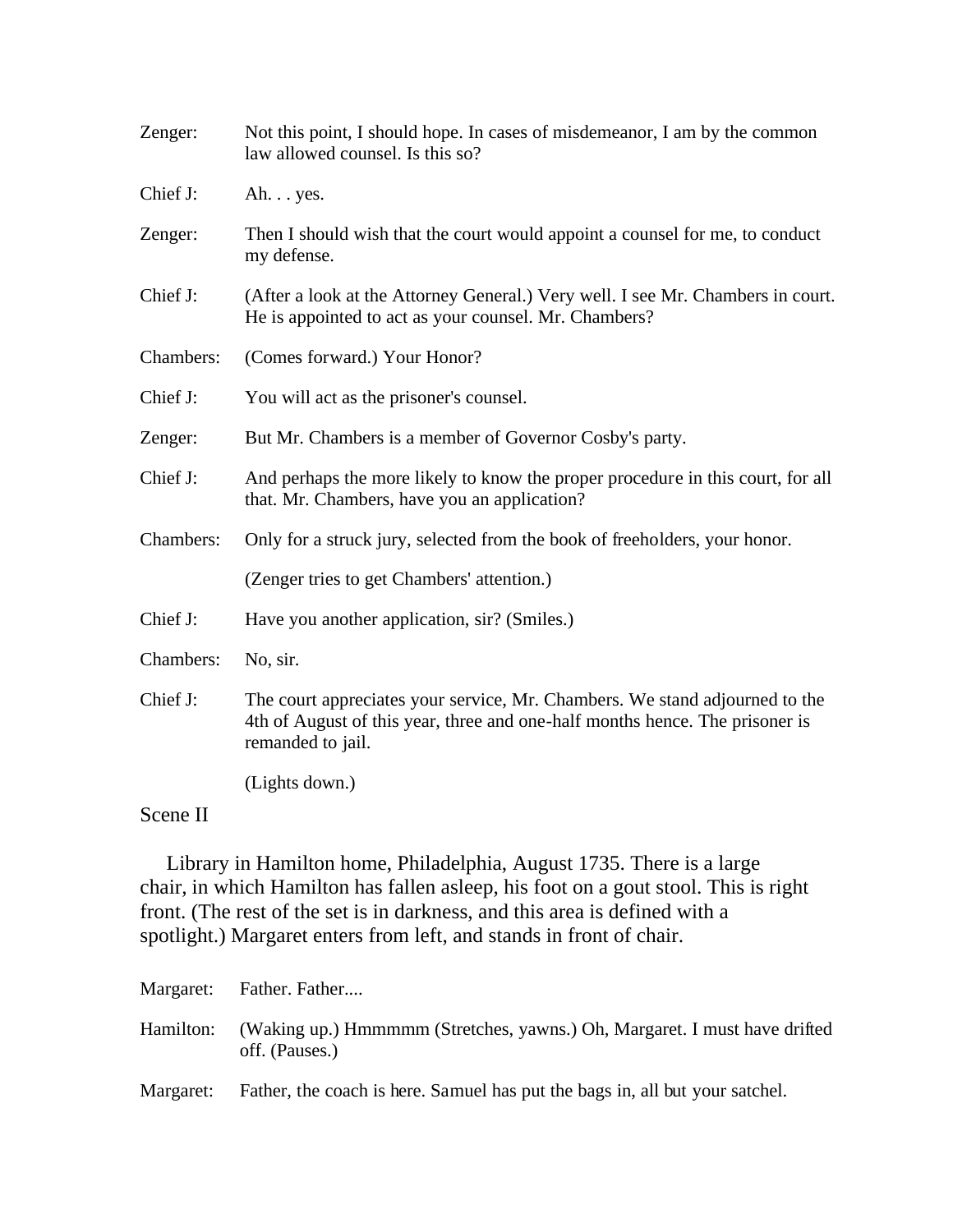Zenger: Not this point, I should hope. In cases of misdemeanor, I am by the common law allowed counsel. Is this so?

Chief J: Ah. . . yes.

Zenger: Then I should wish that the court would appoint a counsel for me, to conduct my defense.

Chief J: (After a look at the Attorney General.) Very well. I see Mr. Chambers in court. He is appointed to act as your counsel. Mr. Chambers?

Chambers: (Comes forward.) Your Honor?

Chief J: You will act as the prisoner's counsel.

Zenger: But Mr. Chambers is a member of Governor Cosby's party.

Chief J: And perhaps the more likely to know the proper procedure in this court, for all that. Mr. Chambers, have you an application?

Chambers: Only for a struck jury, selected from the book of freeholders, your honor.

(Zenger tries to get Chambers' attention.)

Chief J: Have you another application, sir? (Smiles.)

Chambers: No, sir.

Chief J: The court appreciates your service, Mr. Chambers. We stand adjourned to the 4th of August of this year, three and one-half months hence. The prisoner is remanded to jail.

(Lights down.)

## Scene II

Library in Hamilton home, Philadelphia, August 1735. There is a large chair, in which Hamilton has fallen asleep, his foot on a gout stool. This is right front. (The rest of the set is in darkness, and this area is defined with a spotlight.) Margaret enters from left, and stands in front of chair.

Margaret: Father. Father....

Hamilton: (Waking up.) Hmmmmm (Stretches, yawns.) Oh, Margaret. I must have drifted off. (Pauses.)

Margaret: Father, the coach is here. Samuel has put the bags in, all but your satchel.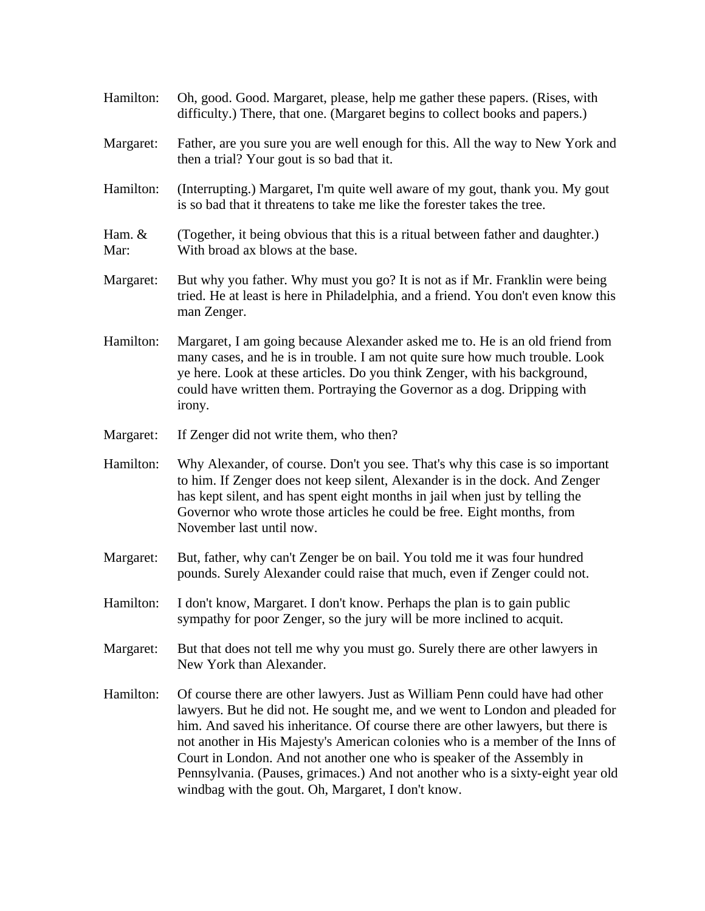Hamilton: Oh, good. Good. Margaret, please, help me gather these papers. (Rises, with difficulty.) There, that one. (Margaret begins to collect books and papers.)

Margaret: Father, are you sure you are well enough for this. All the way to New York and then a trial? Your gout is so bad that it.

Hamilton: (Interrupting.) Margaret, I'm quite well aware of my gout, thank you. My gout is so bad that it threatens to take me like the forester takes the tree.

Ham. & Mar: (Together, it being obvious that this is a ritual between father and daughter.) With broad ax blows at the base.

Margaret: But why you father. Why must you go? It is not as if Mr. Franklin were being tried. He at least is here in Philadelphia, and a friend. You don't even know this man Zenger.

Hamilton: Margaret, I am going because Alexander asked me to. He is an old friend from many cases, and he is in trouble. I am not quite sure how much trouble. Look ye here. Look at these articles. Do you think Zenger, with his background, could have written them. Portraying the Governor as a dog. Dripping with irony.

Margaret: If Zenger did not write them, who then?

Hamilton: Why Alexander, of course. Don't you see. That's why this case is so important to him. If Zenger does not keep silent, Alexander is in the dock. And Zenger has kept silent, and has spent eight months in jail when just by telling the Governor who wrote those articles he could be free. Eight months, from November last until now.

Margaret: But, father, why can't Zenger be on bail. You told me it was four hundred pounds. Surely Alexander could raise that much, even if Zenger could not.

Hamilton: I don't know, Margaret. I don't know. Perhaps the plan is to gain public sympathy for poor Zenger, so the jury will be more inclined to acquit.

Margaret: But that does not tell me why you must go. Surely there are other lawyers in New York than Alexander.

Hamilton: Of course there are other lawyers. Just as William Penn could have had other lawyers. But he did not. He sought me, and we went to London and pleaded for him. And saved his inheritance. Of course there are other lawyers, but there is not another in His Majesty's American colonies who is a member of the Inns of Court in London. And not another one who is speaker of the Assembly in Pennsylvania. (Pauses, grimaces.) And not another who is a sixty-eight year old windbag with the gout. Oh, Margaret, I don't know.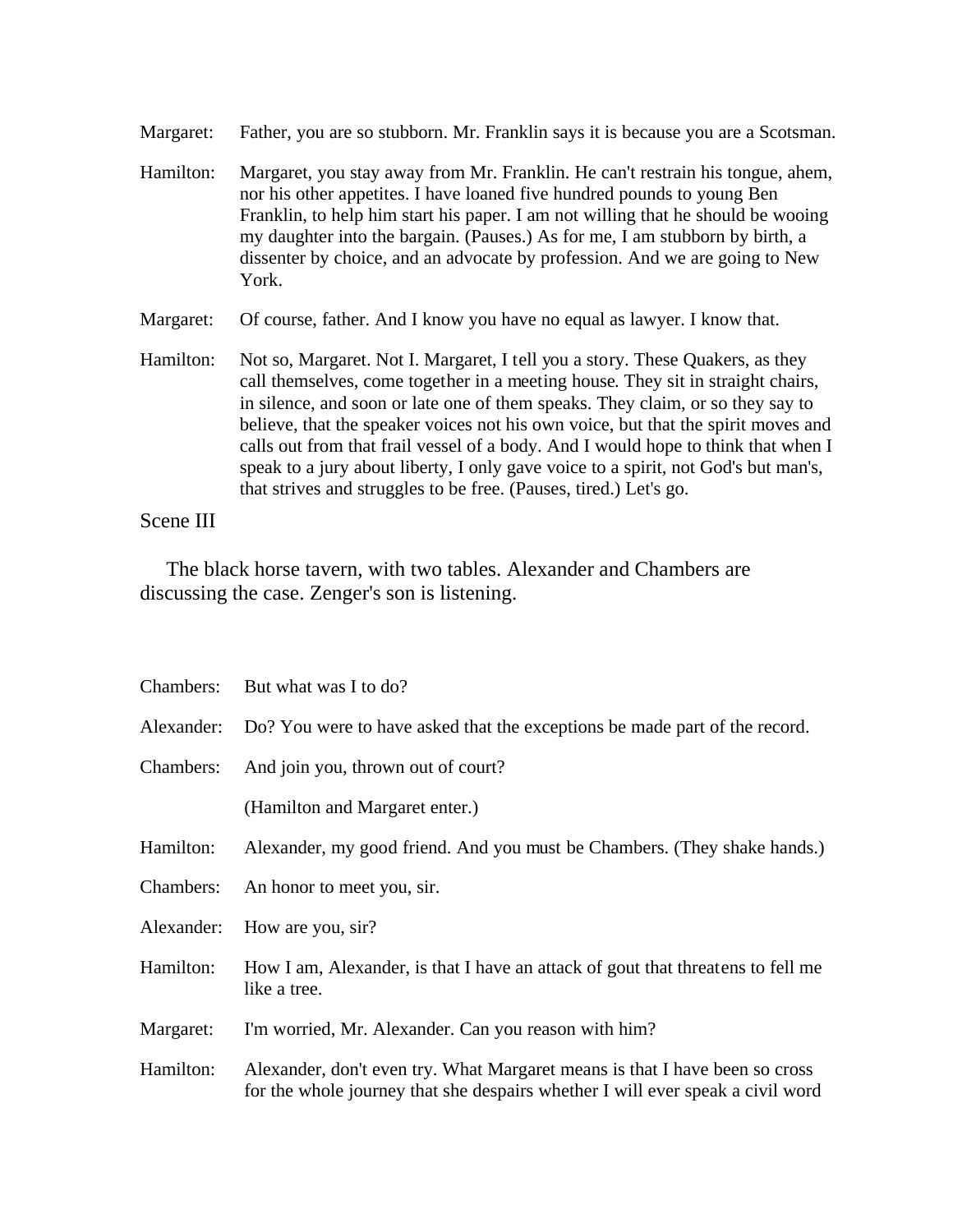Margaret: Father, you are so stubborn. Mr. Franklin says it is because you are a Scotsman.

Hamilton: Margaret, you stay away from Mr. Franklin. He can't restrain his tongue, ahem, nor his other appetites. I have loaned five hundred pounds to young Ben Franklin, to help him start his paper. I am not willing that he should be wooing my daughter into the bargain. (Pauses.) As for me, I am stubborn by birth, a dissenter by choice, and an advocate by profession. And we are going to New York.

Margaret: Of course, father. And I know you have no equal as lawyer. I know that.

Hamilton: Not so, Margaret. Not I. Margaret, I tell you a story. These Quakers, as they call themselves, come together in a meeting house. They sit in straight chairs, in silence, and soon or late one of them speaks. They claim, or so they say to believe, that the speaker voices not his own voice, but that the spirit moves and calls out from that frail vessel of a body. And I would hope to think that when I speak to a jury about liberty, I only gave voice to a spirit, not God's but man's, that strives and struggles to be free. (Pauses, tired.) Let's go.

## Scene III

The black horse tavern, with two tables. Alexander and Chambers are discussing the case. Zenger's son is listening.

Chambers: But what was I to do?

Alexander: Do? You were to have asked that the exceptions be made part of the record.

Chambers: And join you, thrown out of court?

(Hamilton and Margaret enter.)

Hamilton: Alexander, my good friend. And you must be Chambers. (They shake hands.)

Chambers: An honor to meet you, sir.

Alexander: How are you, sir?

Hamilton: How I am, Alexander, is that I have an attack of gout that threatens to fell me like a tree.

Margaret: I'm worried, Mr. Alexander. Can you reason with him?

Hamilton: Alexander, don't even try. What Margaret means is that I have been so cross for the whole journey that she despairs whether I will ever speak a civil word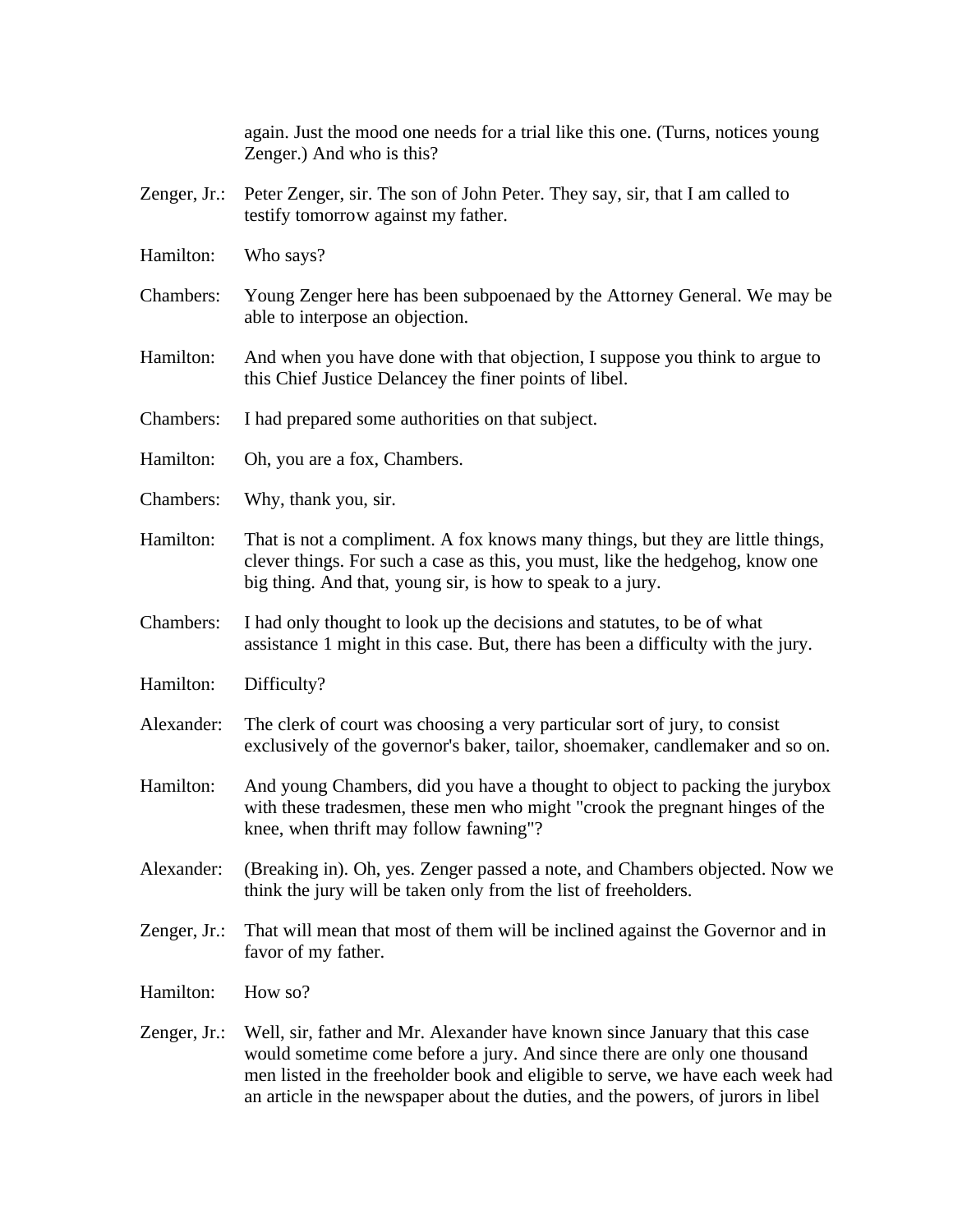again. Just the mood one needs for a trial like this one. (Turns, notices young Zenger.) And who is this?

Zenger, Jr.: Peter Zenger, sir. The son of John Peter. They say, sir, that I am called to testify tomorrow against my father.

Hamilton: Who says?

Chambers: Young Zenger here has been subpoenaed by the Attorney General. We may be able to interpose an objection.

Hamilton: And when you have done with that objection, I suppose you think to argue to this Chief Justice Delancey the finer points of libel.

Chambers: I had prepared some authorities on that subject.

Hamilton: Oh, you are a fox, Chambers.

Chambers: Why, thank you, sir.

Hamilton: That is not a compliment. A fox knows many things, but they are little things, clever things. For such a case as this, you must, like the hedgehog, know one big thing. And that, young sir, is how to speak to a jury.

Chambers: I had only thought to look up the decisions and statutes, to be of what assistance 1 might in this case. But, there has been a difficulty with the jury.

Hamilton: Difficulty?

Alexander: The clerk of court was choosing a very particular sort of jury, to consist exclusively of the governor's baker, tailor, shoemaker, candlemaker and so on.

Hamilton: And young Chambers, did you have a thought to object to packing the jurybox with these tradesmen, these men who might "crook the pregnant hinges of the knee, when thrift may follow fawning"?

Alexander: (Breaking in). Oh, yes. Zenger passed a note, and Chambers objected. Now we think the jury will be taken only from the list of freeholders.

Zenger, Jr.: That will mean that most of them will be inclined against the Governor and in favor of my father.

Hamilton: How so?

Zenger, Jr.: Well, sir, father and Mr. Alexander have known since January that this case would sometime come before a jury. And since there are only one thousand men listed in the freeholder book and eligible to serve, we have each week had an article in the newspaper about the duties, and the powers, of jurors in libel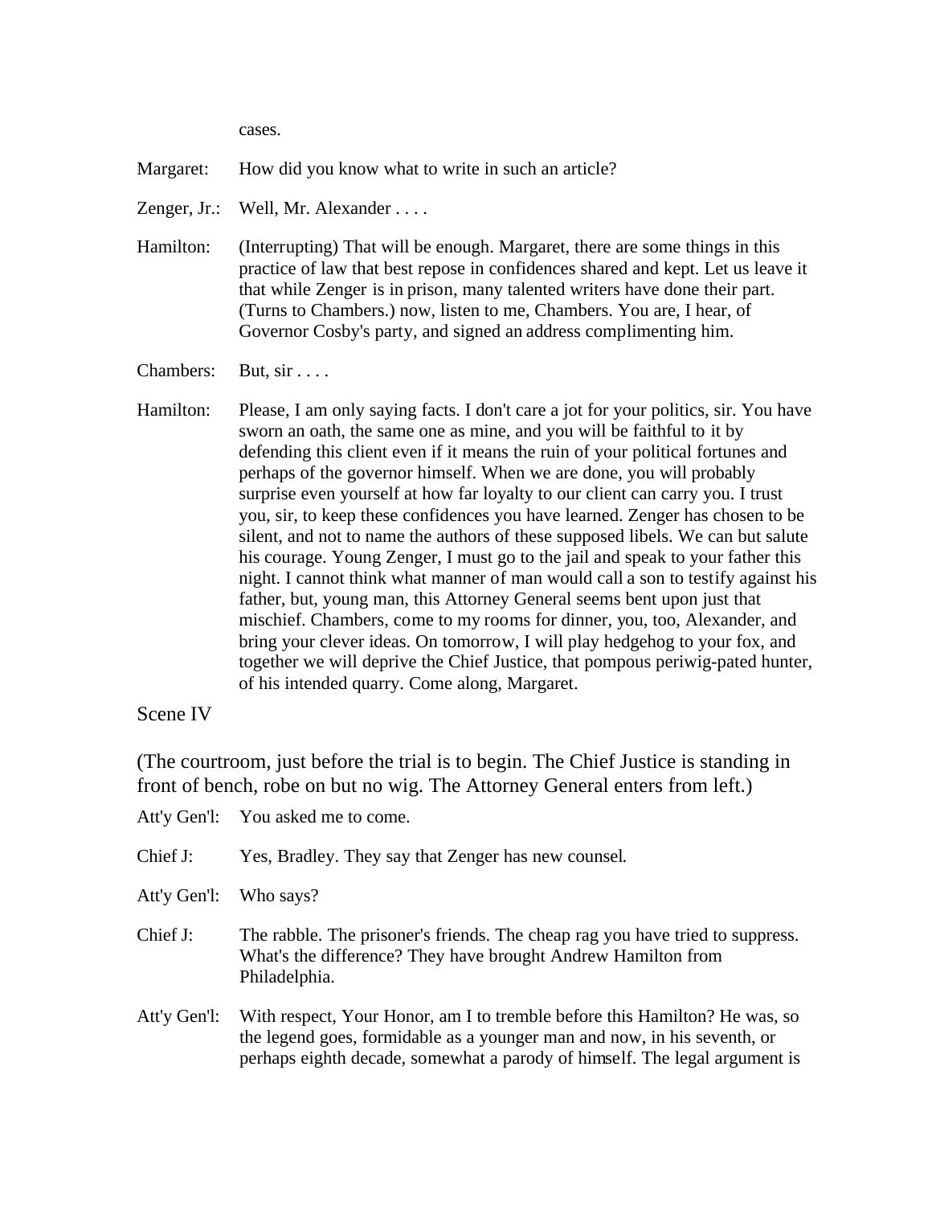cases.

Margaret: How did you know what to write in such an article?

Zenger, Jr.: Well, Mr. Alexander . . . .

Hamilton: (Interrupting) That will be enough. Margaret, there are some things in this practice of law that best repose in confidences shared and kept. Let us leave it that while Zenger is in prison, many talented writers have done their part. (Turns to Chambers.) now, listen to me, Chambers. You are, I hear, of Governor Cosby's party, and signed an address complimenting him.

Chambers: But, sir . . . .

Hamilton: Please, I am only saying facts. I don't care a jot for your politics, sir. You have sworn an oath, the same one as mine, and you will be faithful to it by defending this client even if it means the ruin of your political fortunes and perhaps of the governor himself. When we are done, you will probably surprise even yourself at how far loyalty to our client can carry you. I trust you, sir, to keep these confidences you have learned. Zenger has chosen to be silent, and not to name the authors of these supposed libels. We can but salute his courage. Young Zenger, I must go to the jail and speak to your father this night. I cannot think what manner of man would call a son to testify against his father, but, young man, this Attorney General seems bent upon just that mischief. Chambers, come to my rooms for dinner, you, too, Alexander, and bring your clever ideas. On tomorrow, I will play hedgehog to your fox, and together we will deprive the Chief Justice, that pompous periwig-pated hunter, of his intended quarry. Come along, Margaret.

Scene IV

(The courtroom, just before the trial is to begin. The Chief Justice is standing in front of bench, robe on but no wig. The Attorney General enters from left.)

Att'y Gen'l: You asked me to come.

Chief J: Yes, Bradley. They say that Zenger has new counsel.

Att'y Gen'l: Who says?

Chief J: The rabble. The prisoner's friends. The cheap rag you have tried to suppress. What's the difference? They have brought Andrew Hamilton from Philadelphia.

Att'y Gen'l: With respect, Your Honor, am I to tremble before this Hamilton? He was, so the legend goes, formidable as a younger man and now, in his seventh, or perhaps eighth decade, somewhat a parody of himself. The legal argument is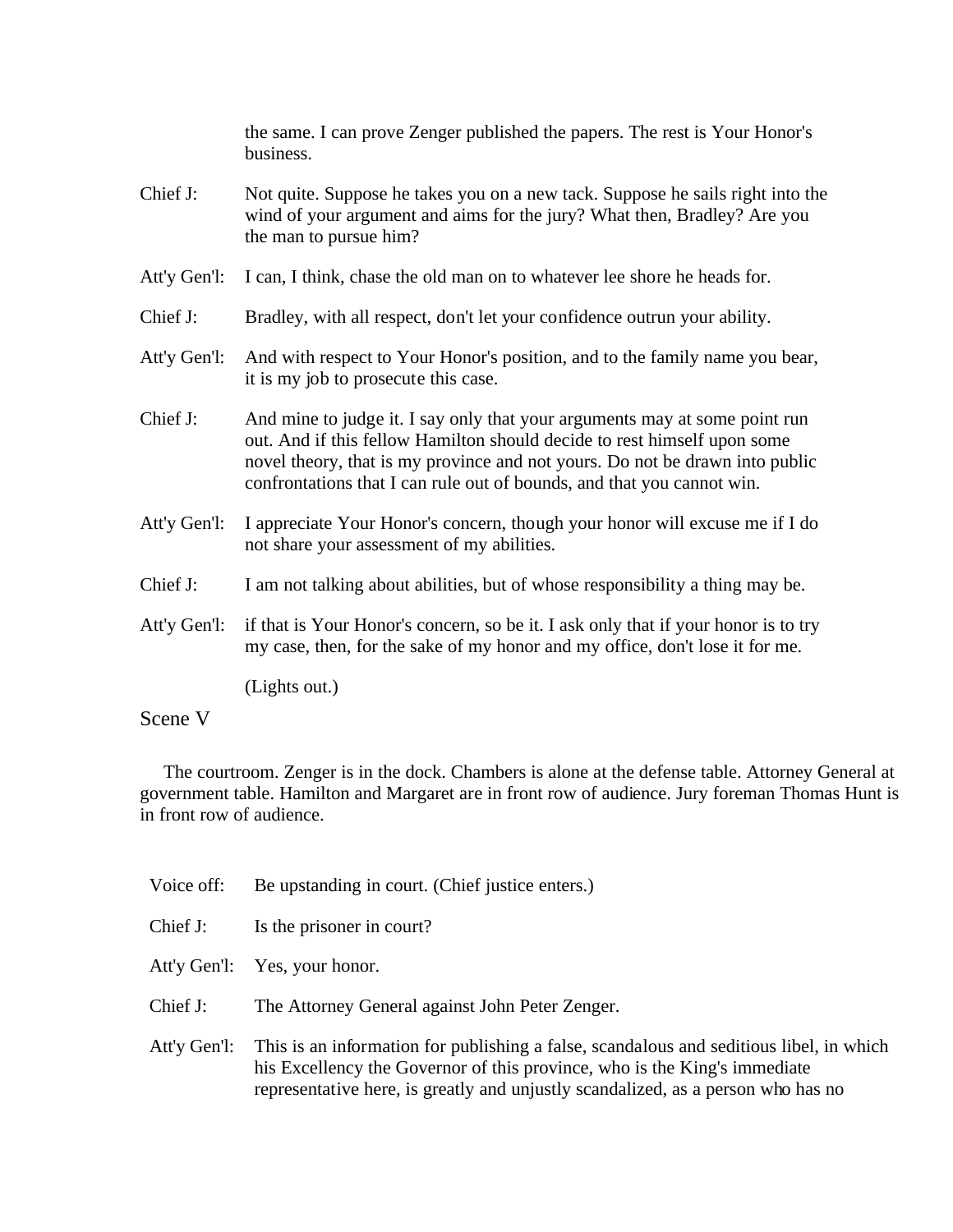the same. I can prove Zenger published the papers. The rest is Your Honor's business.

Chief J: Not quite. Suppose he takes you on a new tack. Suppose he sails right into the wind of your argument and aims for the jury? What then, Bradley? Are you the man to pursue him?

Att'y Gen'l: I can, I think, chase the old man on to whatever lee shore he heads for.

Chief J: Bradley, with all respect, don't let your confidence outrun your ability.

Att'y Gen'l: And with respect to Your Honor's position, and to the family name you bear, it is my job to prosecute this case.

Chief J: And mine to judge it. I say only that your arguments may at some point run out. And if this fellow Hamilton should decide to rest himself upon some novel theory, that is my province and not yours. Do not be drawn into public confrontations that I can rule out of bounds, and that you cannot win.

Att'y Gen'l: I appreciate Your Honor's concern, though your honor will excuse me if I do not share your assessment of my abilities.

Chief J: I am not talking about abilities, but of whose responsibility a thing may be.

Att'y Gen'l: if that is Your Honor's concern, so be it. I ask only that if your honor is to try my case, then, for the sake of my honor and my office, don't lose it for me.

(Lights out.)

## Scene V

The courtroom. Zenger is in the dock. Chambers is alone at the defense table. Attorney General at government table. Hamilton and Margaret are in front row of audience. Jury foreman Thomas Hunt is in front row of audience.

Voice off: Be upstanding in court. (Chief justice enters.)

Chief J: Is the prisoner in court?

Att'y Gen'l: Yes, your honor.

Chief J: The Attorney General against John Peter Zenger.

Att'y Gen'l: This is an information for publishing a false, scandalous and seditious libel, in which his Excellency the Governor of this province, who is the King's immediate representative here, is greatly and unjustly scandalized, as a person who has no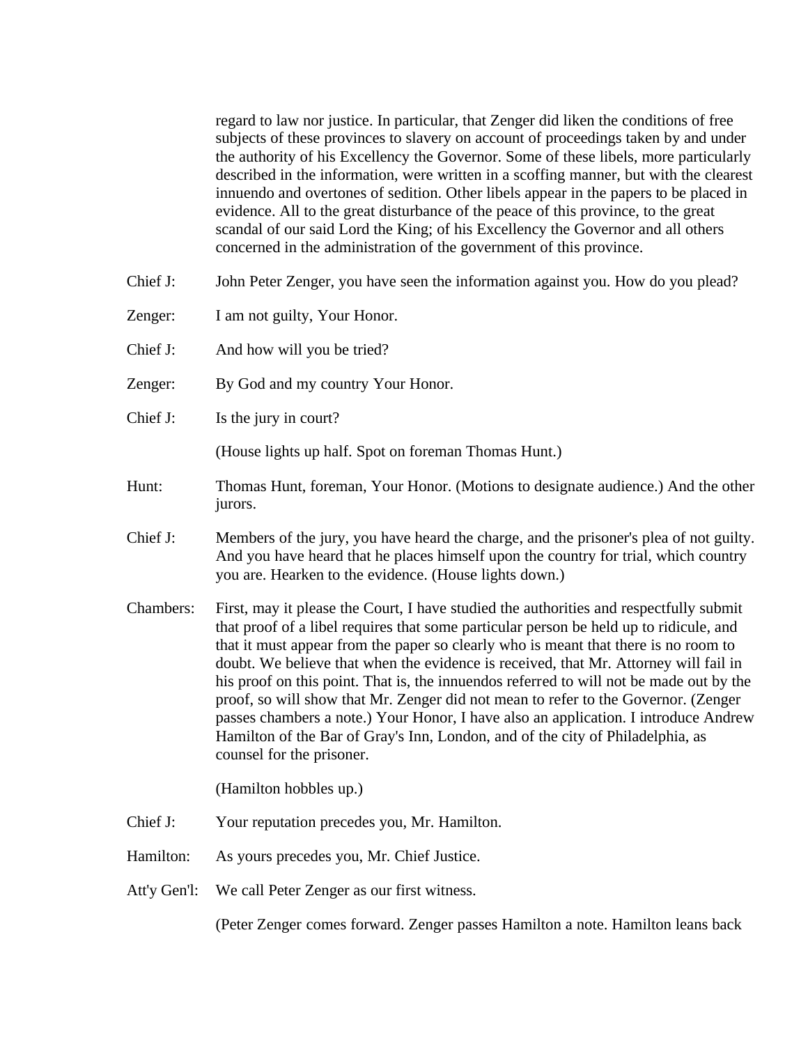regard to law nor justice. In particular, that Zenger did liken the conditions of free subjects of these provinces to slavery on account of proceedings taken by and under the authority of his Excellency the Governor. Some of these libels, more particularly described in the information, were written in a scoffing manner, but with the clearest innuendo and overtones of sedition. Other libels appear in the papers to be placed in evidence. All to the great disturbance of the peace of this province, to the great scandal of our said Lord the King; of his Excellency the Governor and all others concerned in the administration of the government of this province.

Chief J: John Peter Zenger, you have seen the information against you. How do you plead?

Zenger: I am not guilty, Your Honor.

Chief J: And how will you be tried?

Zenger: By God and my country Your Honor.

Chief J: Is the jury in court?

(House lights up half. Spot on foreman Thomas Hunt.)

Hunt: Thomas Hunt, foreman, Your Honor. (Motions to designate audience.) And the other jurors.

Chief J: Members of the jury, you have heard the charge, and the prisoner's plea of not guilty. And you have heard that he places himself upon the country for trial, which country you are. Hearken to the evidence. (House lights down.)

Chambers: First, may it please the Court, I have studied the authorities and respectfully submit that proof of a libel requires that some particular person be held up to ridicule, and that it must appear from the paper so clearly who is meant that there is no room to doubt. We believe that when the evidence is received, that Mr. Attorney will fail in his proof on this point. That is, the innuendos referred to will not be made out by the proof, so will show that Mr. Zenger did not mean to refer to the Governor. (Zenger passes chambers a note.) Your Honor, I have also an application. I introduce Andrew Hamilton of the Bar of Gray's Inn, London, and of the city of Philadelphia, as counsel for the prisoner.

(Hamilton hobbles up.)

Chief J: Your reputation precedes you, Mr. Hamilton.

Hamilton: As yours precedes you, Mr. Chief Justice.

Att'y Gen'l: We call Peter Zenger as our first witness.

(Peter Zenger comes forward. Zenger passes Hamilton a note. Hamilton leans back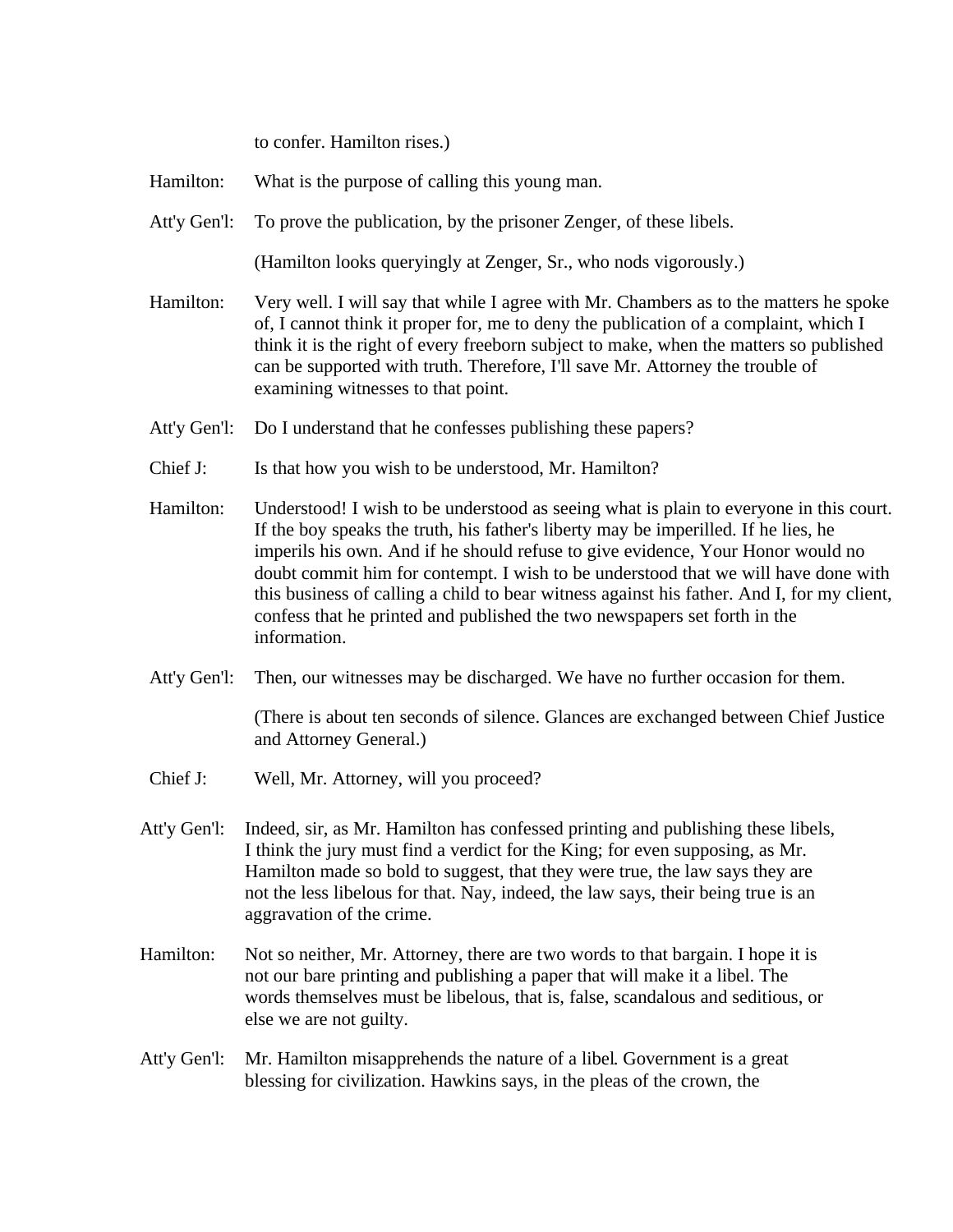to confer. Hamilton rises.)

Hamilton: What is the purpose of calling this young man.

Att'y Gen'l: To prove the publication, by the prisoner Zenger, of these libels.

(Hamilton looks queryingly at Zenger, Sr., who nods vigorously.)

Hamilton: Very well. I will say that while I agree with Mr. Chambers as to the matters he spoke of, I cannot think it proper for, me to deny the publication of a complaint, which I think it is the right of every freeborn subject to make, when the matters so published can be supported with truth. Therefore, I'll save Mr. Attorney the trouble of examining witnesses to that point.

Att'y Gen'l: Do I understand that he confesses publishing these papers?

Chief J: Is that how you wish to be understood, Mr. Hamilton?

Hamilton: Understood! I wish to be understood as seeing what is plain to everyone in this court. If the boy speaks the truth, his father's liberty may be imperilled. If he lies, he imperils his own. And if he should refuse to give evidence, Your Honor would no doubt commit him for contempt. I wish to be understood that we will have done with this business of calling a child to bear witness against his father. And I, for my client, confess that he printed and published the two newspapers set forth in the information.

Att'y Gen'l: Then, our witnesses may be discharged. We have no further occasion for them.

(There is about ten seconds of silence. Glances are exchanged between Chief Justice and Attorney General.)

Chief J: Well, Mr. Attorney, will you proceed?

Att'y Gen'l: Indeed, sir, as Mr. Hamilton has confessed printing and publishing these libels, I think the jury must find a verdict for the King; for even supposing, as Mr. Hamilton made so bold to suggest, that they were true, the law says they are not the less libelous for that. Nay, indeed, the law says, their being true is an aggravation of the crime.

Hamilton: Not so neither, Mr. Attorney, there are two words to that bargain. I hope it is not our bare printing and publishing a paper that will make it a libel. The words themselves must be libelous, that is, false, scandalous and seditious, or else we are not guilty.

Att'y Gen'l: Mr. Hamilton misapprehends the nature of a libel. Government is a great blessing for civilization. Hawkins says, in the pleas of the crown, the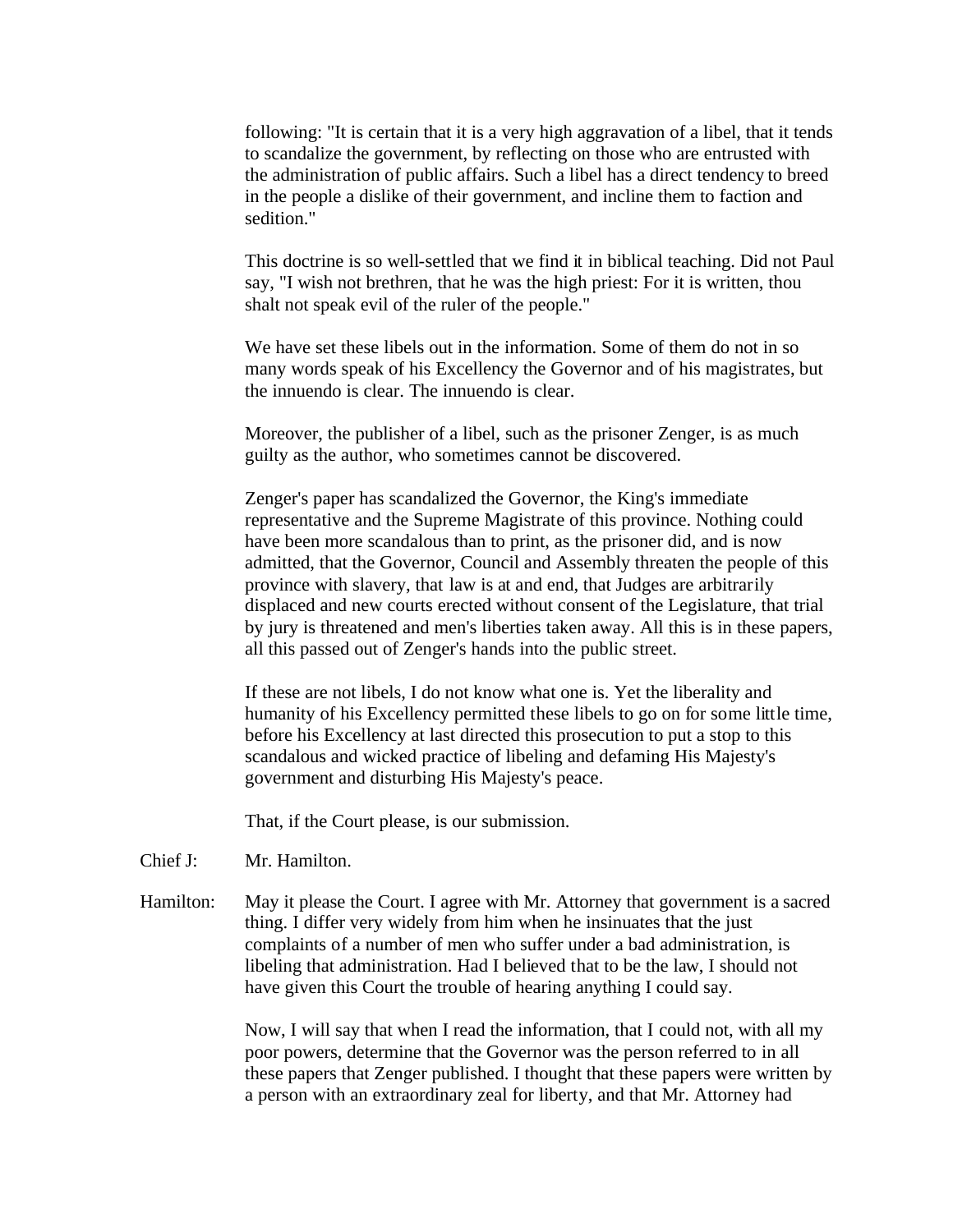following: "It is certain that it is a very high aggravation of a libel, that it tends to scandalize the government, by reflecting on those who are entrusted with the administration of public affairs. Such a libel has a direct tendency to breed in the people a dislike of their government, and incline them to faction and sedition."

This doctrine is so well-settled that we find it in biblical teaching. Did not Paul say, "I wish not brethren, that he was the high priest: For it is written, thou shalt not speak evil of the ruler of the people."

We have set these libels out in the information. Some of them do not in so many words speak of his Excellency the Governor and of his magistrates, but the innuendo is clear. The innuendo is clear.

Moreover, the publisher of a libel, such as the prisoner Zenger, is as much guilty as the author, who sometimes cannot be discovered.

Zenger's paper has scandalized the Governor, the King's immediate representative and the Supreme Magistrate of this province. Nothing could have been more scandalous than to print, as the prisoner did, and is now admitted, that the Governor, Council and Assembly threaten the people of this province with slavery, that law is at and end, that Judges are arbitrarily displaced and new courts erected without consent of the Legislature, that trial by jury is threatened and men's liberties taken away. All this is in these papers, all this passed out of Zenger's hands into the public street.

If these are not libels, I do not know what one is. Yet the liberality and humanity of his Excellency permitted these libels to go on for some little time, before his Excellency at last directed this prosecution to put a stop to this scandalous and wicked practice of libeling and defaming His Majesty's government and disturbing His Majesty's peace.

That, if the Court please, is our submission.

Chief J: Mr. Hamilton.

Hamilton: May it please the Court. I agree with Mr. Attorney that government is a sacred thing. I differ very widely from him when he insinuates that the just complaints of a number of men who suffer under a bad administration, is libeling that administration. Had I believed that to be the law, I should not have given this Court the trouble of hearing anything I could say.

Now, I will say that when I read the information, that I could not, with all my poor powers, determine that the Governor was the person referred to in all these papers that Zenger published. I thought that these papers were written by a person with an extraordinary zeal for liberty, and that Mr. Attorney had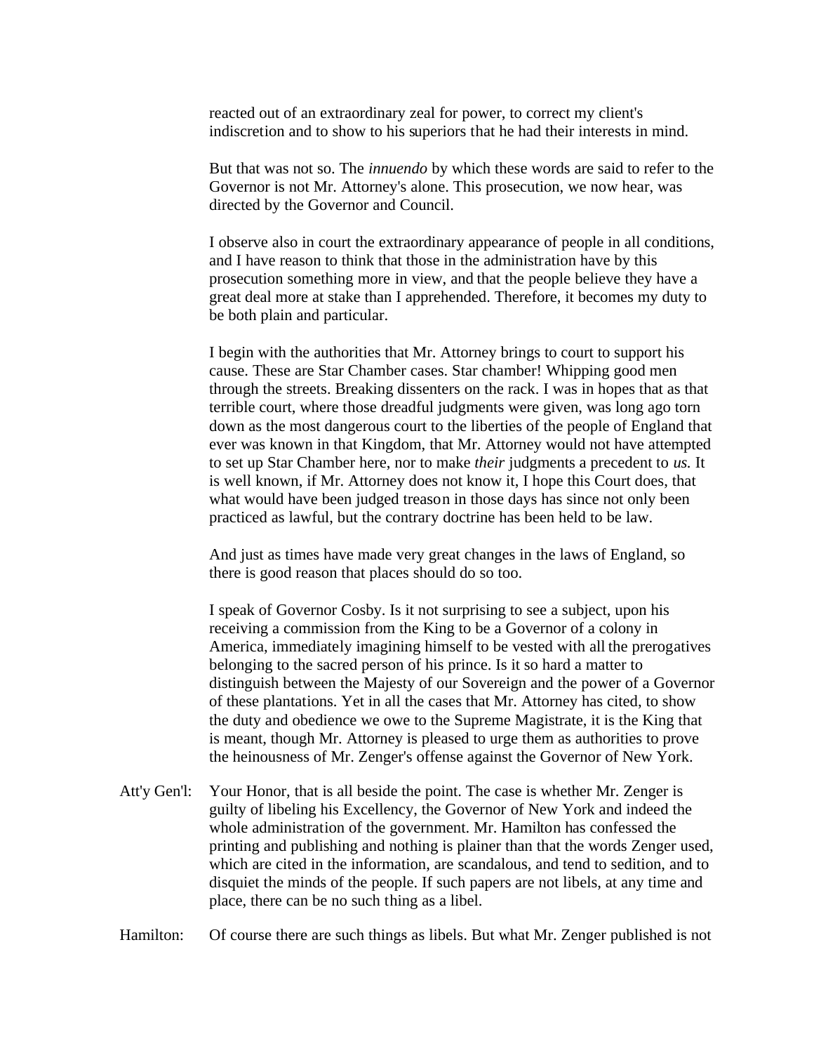reacted out of an extraordinary zeal for power, to correct my client's indiscretion and to show to his superiors that he had their interests in mind.

But that was not so. The *innuendo* by which these words are said to refer to the Governor is not Mr. Attorney's alone. This prosecution, we now hear, was directed by the Governor and Council.

I observe also in court the extraordinary appearance of people in all conditions, and I have reason to think that those in the administration have by this prosecution something more in view, and that the people believe they have a great deal more at stake than I apprehended. Therefore, it becomes my duty to be both plain and particular.

I begin with the authorities that Mr. Attorney brings to court to support his cause. These are Star Chamber cases. Star chamber! Whipping good men through the streets. Breaking dissenters on the rack. I was in hopes that as that terrible court, where those dreadful judgments were given, was long ago torn down as the most dangerous court to the liberties of the people of England that ever was known in that Kingdom, that Mr. Attorney would not have attempted to set up Star Chamber here, nor to make *their* judgments a precedent to *us.* It is well known, if Mr. Attorney does not know it, I hope this Court does, that what would have been judged treason in those days has since not only been practiced as lawful, but the contrary doctrine has been held to be law.

And just as times have made very great changes in the laws of England, so there is good reason that places should do so too.

I speak of Governor Cosby. Is it not surprising to see a subject, upon his receiving a commission from the King to be a Governor of a colony in America, immediately imagining himself to be vested with all the prerogatives belonging to the sacred person of his prince. Is it so hard a matter to distinguish between the Majesty of our Sovereign and the power of a Governor of these plantations. Yet in all the cases that Mr. Attorney has cited, to show the duty and obedience we owe to the Supreme Magistrate, it is the King that is meant, though Mr. Attorney is pleased to urge them as authorities to prove the heinousness of Mr. Zenger's offense against the Governor of New York.

Att'y Gen'l: Your Honor, that is all beside the point. The case is whether Mr. Zenger is guilty of libeling his Excellency, the Governor of New York and indeed the whole administration of the government. Mr. Hamilton has confessed the printing and publishing and nothing is plainer than that the words Zenger used, which are cited in the information, are scandalous, and tend to sedition, and to disquiet the minds of the people. If such papers are not libels, at any time and place, there can be no such thing as a libel.

Hamilton: Of course there are such things as libels. But what Mr. Zenger published is not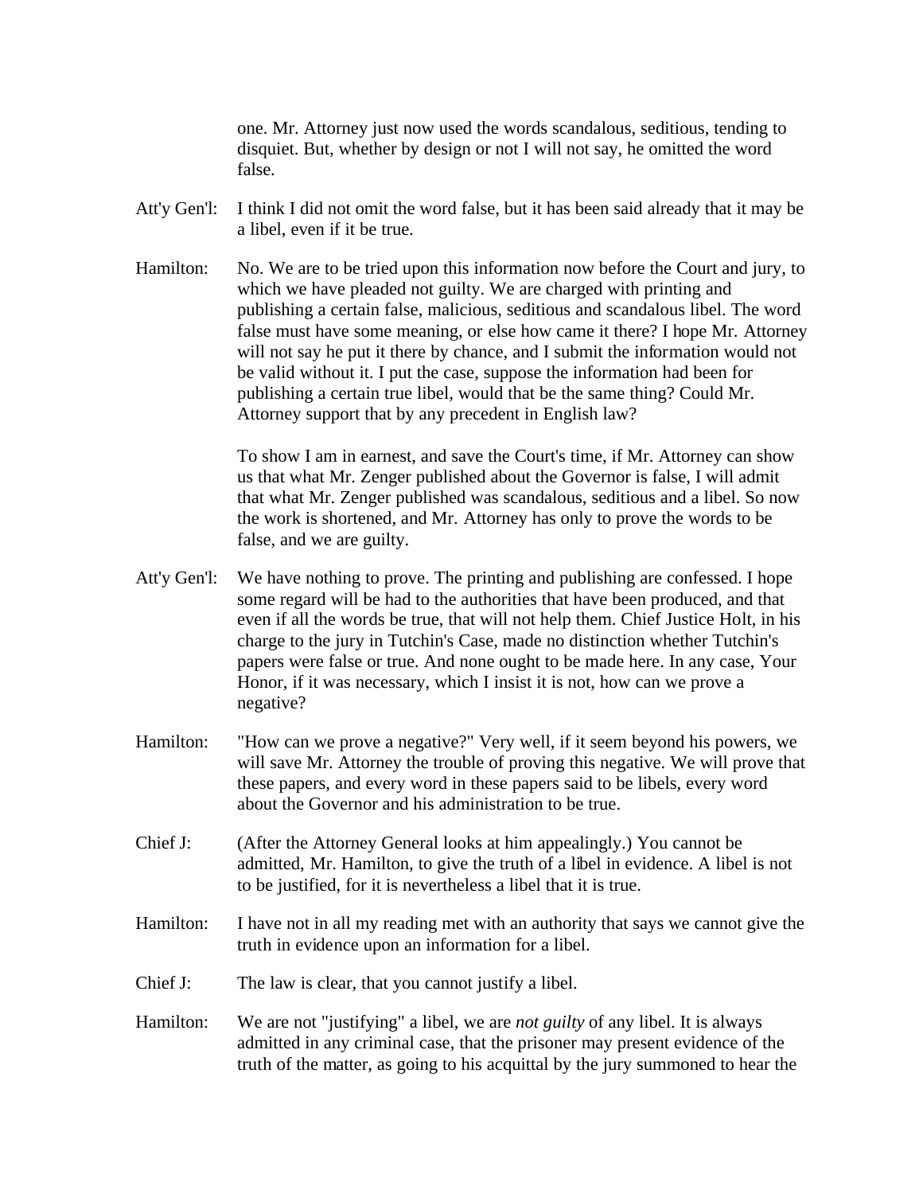one. Mr. Attorney just now used the words scandalous, seditious, tending to disquiet. But, whether by design or not I will not say, he omitted the word false.

Att'y Gen'l: I think I did not omit the word false, but it has been said already that it may be a libel, even if it be true.

Hamilton: No. We are to be tried upon this information now before the Court and jury, to which we have pleaded not guilty. We are charged with printing and publishing a certain false, malicious, seditious and scandalous libel. The word false must have some meaning, or else how came it there? I hope Mr. Attorney will not say he put it there by chance, and I submit the information would not be valid without it. I put the case, suppose the information had been for publishing a certain true libel, would that be the same thing? Could Mr. Attorney support that by any precedent in English law?

To show I am in earnest, and save the Court's time, if Mr. Attorney can show us that what Mr. Zenger published about the Governor is false, I will admit that what Mr. Zenger published was scandalous, seditious and a libel. So now the work is shortened, and Mr. Attorney has only to prove the words to be false, and we are guilty.

Att'y Gen'l: We have nothing to prove. The printing and publishing are confessed. I hope some regard will be had to the authorities that have been produced, and that even if all the words be true, that will not help them. Chief Justice Holt, in his charge to the jury in Tutchin's Case, made no distinction whether Tutchin's papers were false or true. And none ought to be made here. In any case, Your Honor, if it was necessary, which I insist it is not, how can we prove a negative?

Hamilton: "How can we prove a negative?" Very well, if it seem beyond his powers, we will save Mr. Attorney the trouble of proving this negative. We will prove that these papers, and every word in these papers said to be libels, every word about the Governor and his administration to be true.

Chief J: (After the Attorney General looks at him appealingly.) You cannot be admitted, Mr. Hamilton, to give the truth of a libel in evidence. A libel is not to be justified, for it is nevertheless a libel that it is true.

Hamilton: I have not in all my reading met with an authority that says we cannot give the truth in evidence upon an information for a libel.

Chief J: The law is clear, that you cannot justify a libel.

Hamilton: We are not "justifying" a libel, we are *not guilty* of any libel. It is always admitted in any criminal case, that the prisoner may present evidence of the truth of the matter, as going to his acquittal by the jury summoned to hear the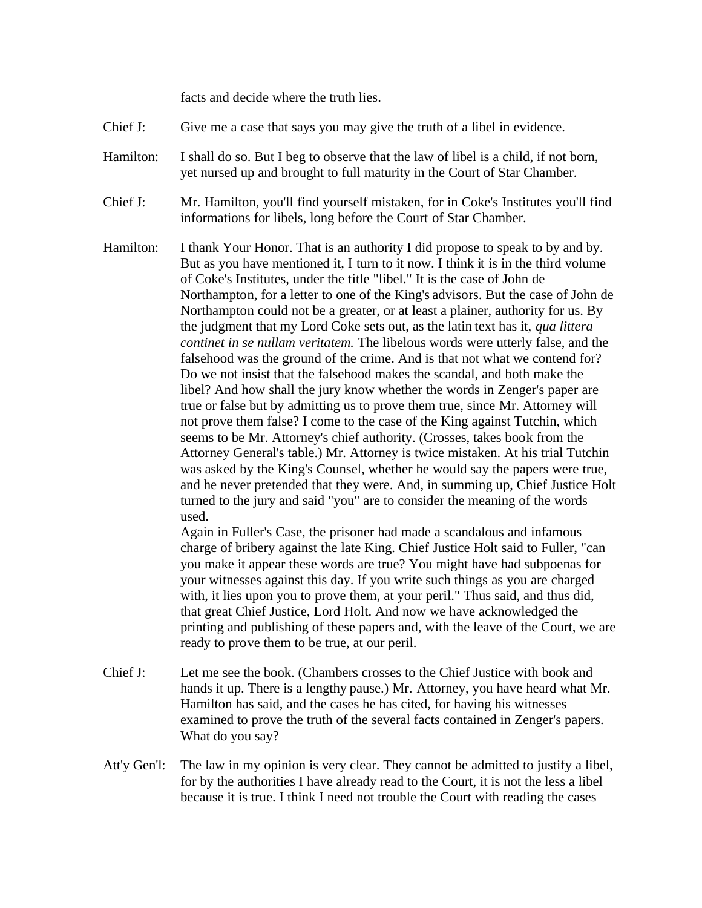facts and decide where the truth lies.

Chief J: Give me a case that says you may give the truth of a libel in evidence.

Hamilton: I shall do so. But I beg to observe that the law of libel is a child, if not born, yet nursed up and brought to full maturity in the Court of Star Chamber.

Chief J: Mr. Hamilton, you'll find yourself mistaken, for in Coke's Institutes you'll find informations for libels, long before the Court of Star Chamber.

Hamilton: I thank Your Honor. That is an authority I did propose to speak to by and by. But as you have mentioned it, I turn to it now. I think it is in the third volume of Coke's Institutes, under the title "libel." It is the case of John de Northampton, for a letter to one of the King's advisors. But the case of John de Northampton could not be a greater, or at least a plainer, authority for us. By the judgment that my Lord Coke sets out, as the latin text has it, *qua littera continet in se nullam veritatem.* The libelous words were utterly false, and the falsehood was the ground of the crime. And is that not what we contend for? Do we not insist that the falsehood makes the scandal, and both make the libel? And how shall the jury know whether the words in Zenger's paper are true or false but by admitting us to prove them true, since Mr. Attorney will not prove them false? I come to the case of the King against Tutchin, which seems to be Mr. Attorney's chief authority. (Crosses, takes book from the Attorney General's table.) Mr. Attorney is twice mistaken. At his trial Tutchin was asked by the King's Counsel, whether he would say the papers were true, and he never pretended that they were. And, in summing up, Chief Justice Holt turned to the jury and said "you" are to consider the meaning of the words used.

Again in Fuller's Case, the prisoner had made a scandalous and infamous charge of bribery against the late King. Chief Justice Holt said to Fuller, "can you make it appear these words are true? You might have had subpoenas for your witnesses against this day. If you write such things as you are charged with, it lies upon you to prove them, at your peril." Thus said, and thus did, that great Chief Justice, Lord Holt. And now we have acknowledged the printing and publishing of these papers and, with the leave of the Court, we are ready to prove them to be true, at our peril.

Chief J: Let me see the book. (Chambers crosses to the Chief Justice with book and hands it up. There is a lengthy pause.) Mr. Attorney, you have heard what Mr. Hamilton has said, and the cases he has cited, for having his witnesses examined to prove the truth of the several facts contained in Zenger's papers. What do you say?

Att'y Gen'l: The law in my opinion is very clear. They cannot be admitted to justify a libel, for by the authorities I have already read to the Court, it is not the less a libel because it is true. I think I need not trouble the Court with reading the cases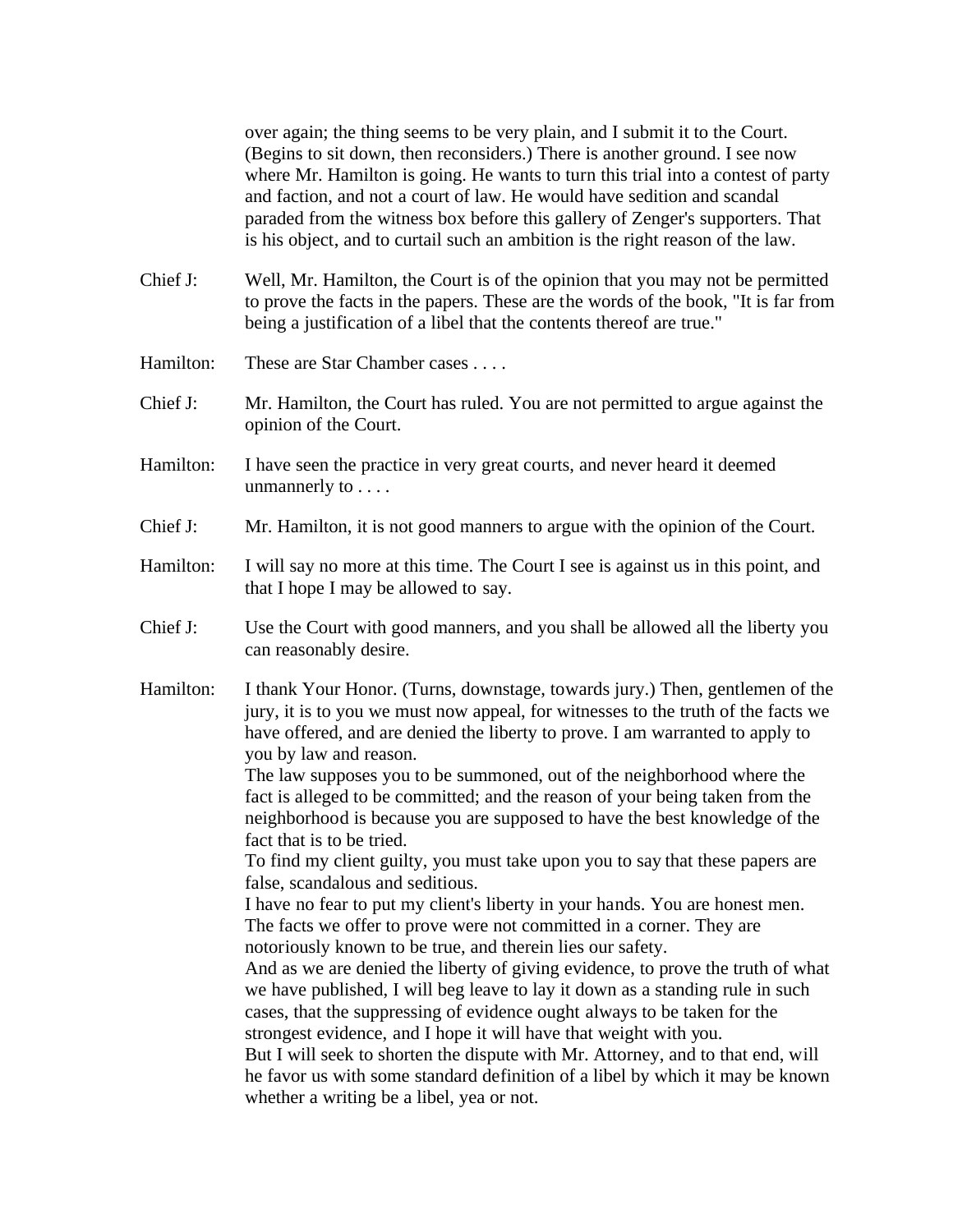over again; the thing seems to be very plain, and I submit it to the Court. (Begins to sit down, then reconsiders.) There is another ground. I see now where Mr. Hamilton is going. He wants to turn this trial into a contest of party and faction, and not a court of law. He would have sedition and scandal paraded from the witness box before this gallery of Zenger's supporters. That is his object, and to curtail such an ambition is the right reason of the law.

Chief J: Well, Mr. Hamilton, the Court is of the opinion that you may not be permitted to prove the facts in the papers. These are the words of the book, "It is far from being a justification of a libel that the contents thereof are true."

Hamilton: These are Star Chamber cases . . . .

Chief J: Mr. Hamilton, the Court has ruled. You are not permitted to argue against the opinion of the Court.

Hamilton: I have seen the practice in very great courts, and never heard it deemed unmannerly to . . . .

Chief J: Mr. Hamilton, it is not good manners to argue with the opinion of the Court.

Hamilton: I will say no more at this time. The Court I see is against us in this point, and that I hope I may be allowed to say.

Chief J: Use the Court with good manners, and you shall be allowed all the liberty you can reasonably desire.

Hamilton: I thank Your Honor. (Turns, downstage, towards jury.) Then, gentlemen of the jury, it is to you we must now appeal, for witnesses to the truth of the facts we have offered, and are denied the liberty to prove. I am warranted to apply to you by law and reason.

The law supposes you to be summoned, out of the neighborhood where the fact is alleged to be committed; and the reason of your being taken from the neighborhood is because you are supposed to have the best knowledge of the fact that is to be tried.

To find my client guilty, you must take upon you to say that these papers are false, scandalous and seditious.

I have no fear to put my client's liberty in your hands. You are honest men. The facts we offer to prove were not committed in a corner. They are notoriously known to be true, and therein lies our safety.

And as we are denied the liberty of giving evidence, to prove the truth of what we have published, I will beg leave to lay it down as a standing rule in such cases, that the suppressing of evidence ought always to be taken for the strongest evidence, and I hope it will have that weight with you.

But I will seek to shorten the dispute with Mr. Attorney, and to that end, will he favor us with some standard definition of a libel by which it may be known whether a writing be a libel, yea or not.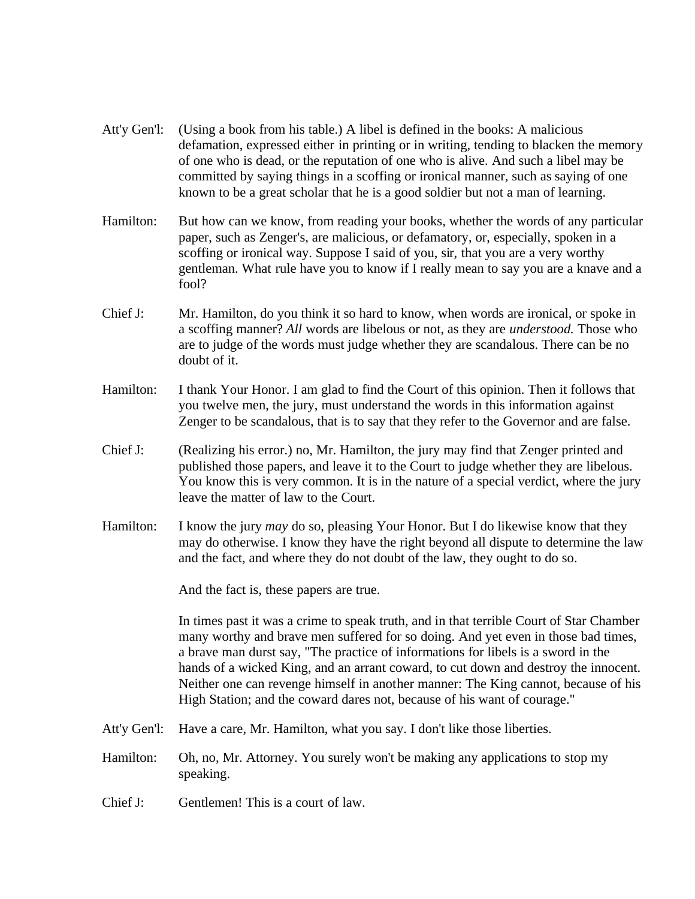Att'y Gen'l: (Using a book from his table.) A libel is defined in the books: A malicious defamation, expressed either in printing or in writing, tending to blacken the memory of one who is dead, or the reputation of one who is alive. And such a libel may be committed by saying things in a scoffing or ironical manner, such as saying of one known to be a great scholar that he is a good soldier but not a man of learning.

Hamilton: But how can we know, from reading your books, whether the words of any particular paper, such as Zenger's, are malicious, or defamatory, or, especially, spoken in a scoffing or ironical way. Suppose I said of you, sir, that you are a very worthy gentleman. What rule have you to know if I really mean to say you are a knave and a fool?

Chief J: Mr. Hamilton, do you think it so hard to know, when words are ironical, or spoke in a scoffing manner? *All* words are libelous or not, as they are *understood.* Those who are to judge of the words must judge whether they are scandalous. There can be no doubt of it.

Hamilton: I thank Your Honor. I am glad to find the Court of this opinion. Then it follows that you twelve men, the jury, must understand the words in this information against Zenger to be scandalous, that is to say that they refer to the Governor and are false.

Chief J: (Realizing his error.) no, Mr. Hamilton, the jury may find that Zenger printed and published those papers, and leave it to the Court to judge whether they are libelous. You know this is very common. It is in the nature of a special verdict, where the jury leave the matter of law to the Court.

Hamilton: I know the jury *may* do so, pleasing Your Honor. But I do likewise know that they may do otherwise. I know they have the right beyond all dispute to determine the law and the fact, and where they do not doubt of the law, they ought to do so.

And the fact is, these papers are true.

In times past it was a crime to speak truth, and in that terrible Court of Star Chamber many worthy and brave men suffered for so doing. And yet even in those bad times, a brave man durst say, "The practice of informations for libels is a sword in the hands of a wicked King, and an arrant coward, to cut down and destroy the innocent. Neither one can revenge himself in another manner: The King cannot, because of his High Station; and the coward dares not, because of his want of courage."

Att'y Gen'l: Have a care, Mr. Hamilton, what you say. I don't like those liberties.

Hamilton: Oh, no, Mr. Attorney. You surely won't be making any applications to stop my speaking.

Chief J: Gentlemen! This is a court of law.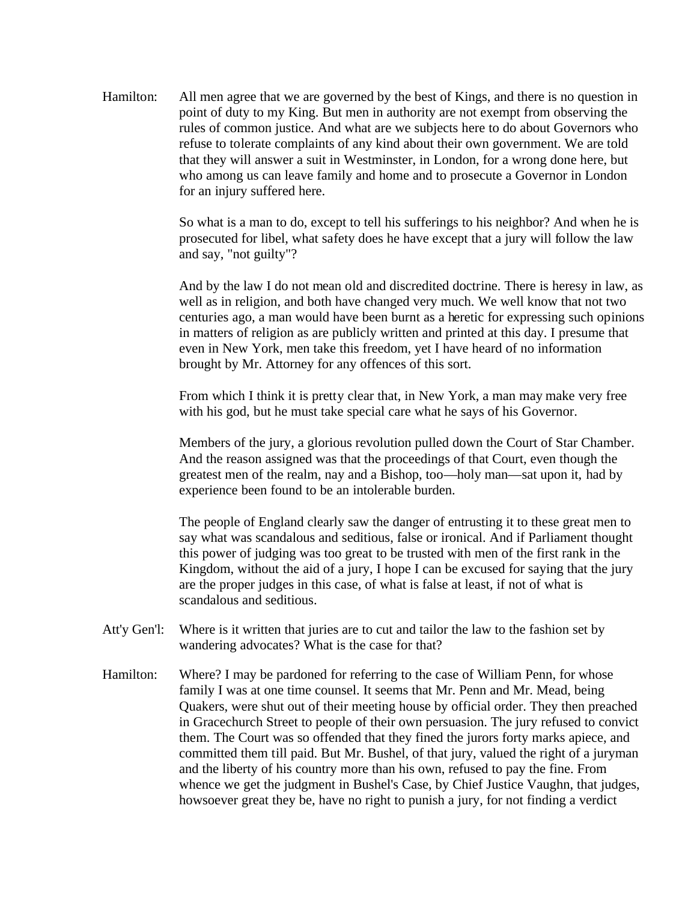Hamilton: All men agree that we are governed by the best of Kings, and there is no question in point of duty to my King. But men in authority are not exempt from observing the rules of common justice. And what are we subjects here to do about Governors who refuse to tolerate complaints of any kind about their own government. We are told that they will answer a suit in Westminster, in London, for a wrong done here, but who among us can leave family and home and to prosecute a Governor in London for an injury suffered here.

So what is a man to do, except to tell his sufferings to his neighbor? And when he is prosecuted for libel, what safety does he have except that a jury will follow the law and say, "not guilty"?

And by the law I do not mean old and discredited doctrine. There is heresy in law, as well as in religion, and both have changed very much. We well know that not two centuries ago, a man would have been burnt as a heretic for expressing such opinions in matters of religion as are publicly written and printed at this day. I presume that even in New York, men take this freedom, yet I have heard of no information brought by Mr. Attorney for any offences of this sort.

From which I think it is pretty clear that, in New York, a man may make very free with his god, but he must take special care what he says of his Governor.

Members of the jury, a glorious revolution pulled down the Court of Star Chamber. And the reason assigned was that the proceedings of that Court, even though the greatest men of the realm, nay and a Bishop, too—holy man—sat upon it, had by experience been found to be an intolerable burden.

The people of England clearly saw the danger of entrusting it to these great men to say what was scandalous and seditious, false or ironical. And if Parliament thought this power of judging was too great to be trusted with men of the first rank in the Kingdom, without the aid of a jury, I hope I can be excused for saying that the jury are the proper judges in this case, of what is false at least, if not of what is scandalous and seditious.

Att'y Gen'l: Where is it written that juries are to cut and tailor the law to the fashion set by wandering advocates? What is the case for that?

Hamilton: Where? I may be pardoned for referring to the case of William Penn, for whose family I was at one time counsel. It seems that Mr. Penn and Mr. Mead, being Quakers, were shut out of their meeting house by official order. They then preached in Gracechurch Street to people of their own persuasion. The jury refused to convict them. The Court was so offended that they fined the jurors forty marks apiece, and committed them till paid. But Mr. Bushel, of that jury, valued the right of a juryman and the liberty of his country more than his own, refused to pay the fine. From whence we get the judgment in Bushel's Case, by Chief Justice Vaughn, that judges, howsoever great they be, have no right to punish a jury, for not finding a verdict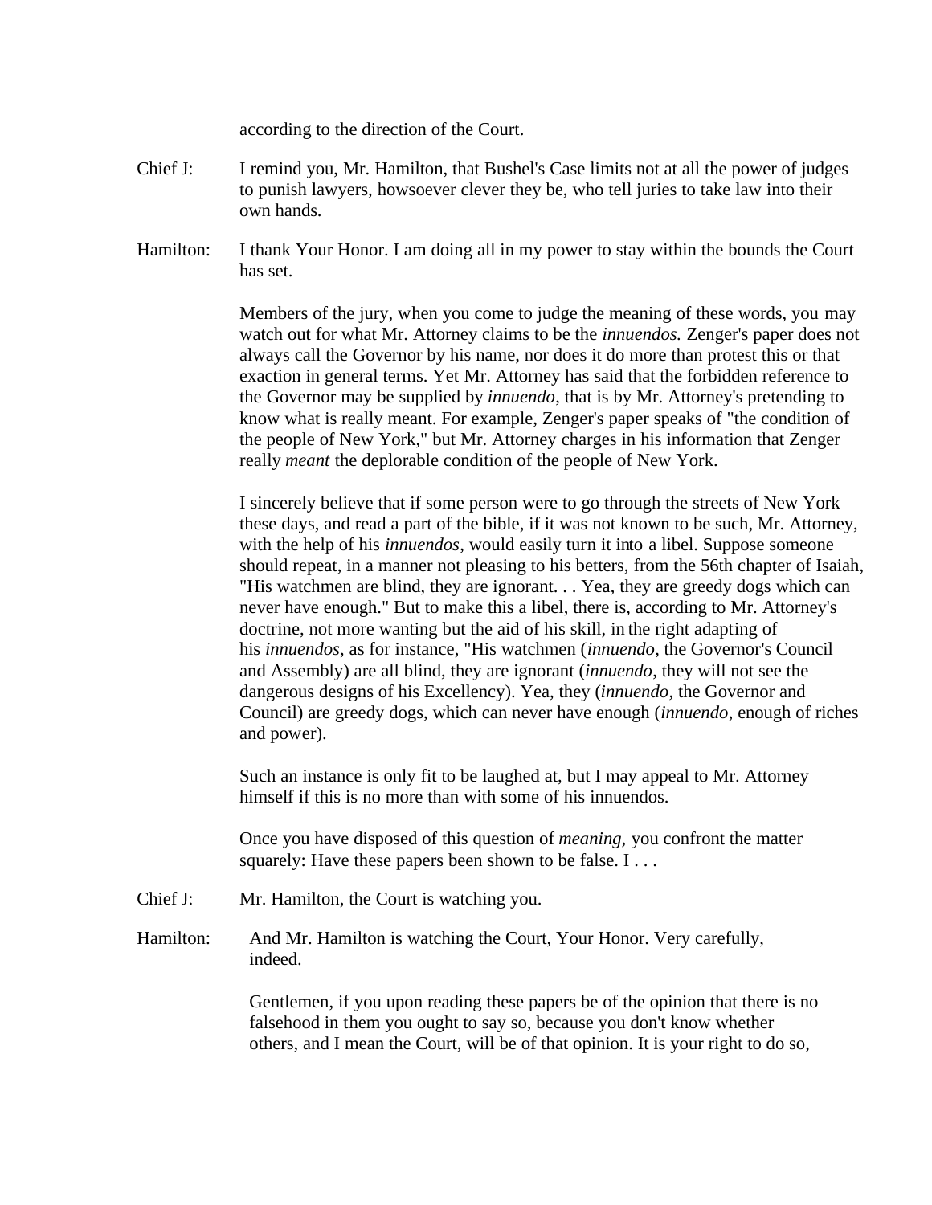according to the direction of the Court.

Chief J: I remind you, Mr. Hamilton, that Bushel's Case limits not at all the power of judges to punish lawyers, howsoever clever they be, who tell juries to take law into their own hands.

Hamilton: I thank Your Honor. I am doing all in my power to stay within the bounds the Court has set.

Members of the jury, when you come to judge the meaning of these words, you may watch out for what Mr. Attorney claims to be the *innuendos.* Zenger's paper does not always call the Governor by his name, nor does it do more than protest this or that exaction in general terms. Yet Mr. Attorney has said that the forbidden reference to the Governor may be supplied by *innuendo*, that is by Mr. Attorney's pretending to know what is really meant. For example, Zenger's paper speaks of "the condition of the people of New York," but Mr. Attorney charges in his information that Zenger really *meant* the deplorable condition of the people of New York.

I sincerely believe that if some person were to go through the streets of New York these days, and read a part of the bible, if it was not known to be such, Mr. Attorney, with the help of his *innuendos*, would easily turn it into a libel. Suppose someone should repeat, in a manner not pleasing to his betters, from the 56th chapter of Isaiah, "His watchmen are blind, they are ignorant. . . Yea, they are greedy dogs which can never have enough." But to make this a libel, there is, according to Mr. Attorney's doctrine, not more wanting but the aid of his skill, in the right adapting of his *innuendos*, as for instance, "His watchmen (*innuendo*, the Governor's Council and Assembly) are all blind, they are ignorant (*innuendo*, they will not see the dangerous designs of his Excellency). Yea, they (*innuendo*, the Governor and Council) are greedy dogs, which can never have enough (*innuendo*, enough of riches and power).

Such an instance is only fit to be laughed at, but I may appeal to Mr. Attorney himself if this is no more than with some of his innuendos.

Once you have disposed of this question of *meaning,* you confront the matter squarely: Have these papers been shown to be false. I . . .

Chief J: Mr. Hamilton, the Court is watching you.

Hamilton: And Mr. Hamilton is watching the Court, Your Honor. Very carefully, indeed.

Gentlemen, if you upon reading these papers be of the opinion that there is no falsehood in them you ought to say so, because you don't know whether others, and I mean the Court, will be of that opinion. It is your right to do so,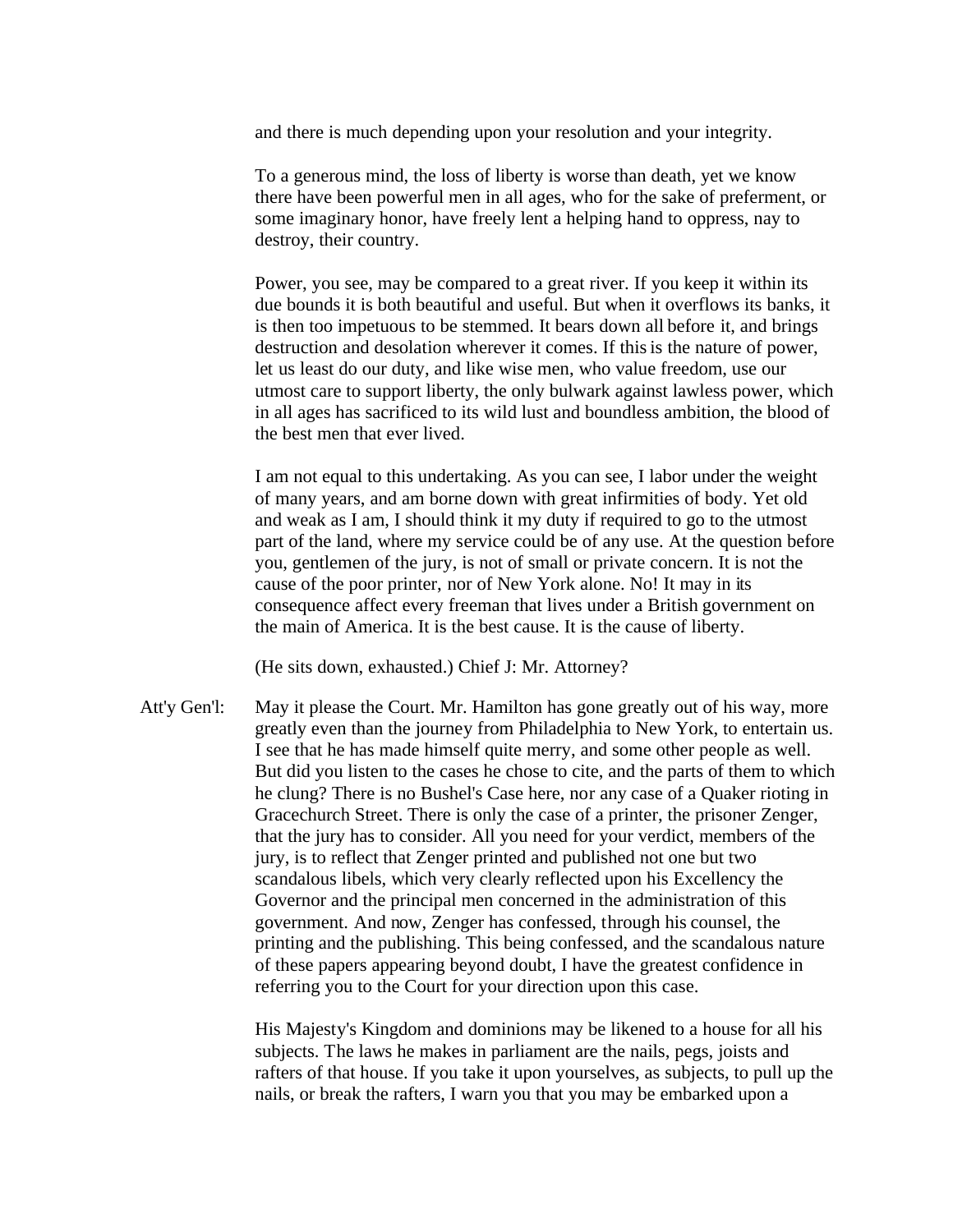and there is much depending upon your resolution and your integrity.

To a generous mind, the loss of liberty is worse than death, yet we know there have been powerful men in all ages, who for the sake of preferment, or some imaginary honor, have freely lent a helping hand to oppress, nay to destroy, their country.

Power, you see, may be compared to a great river. If you keep it within its due bounds it is both beautiful and useful. But when it overflows its banks, it is then too impetuous to be stemmed. It bears down all before it, and brings destruction and desolation wherever it comes. If this is the nature of power, let us least do our duty, and like wise men, who value freedom, use our utmost care to support liberty, the only bulwark against lawless power, which in all ages has sacrificed to its wild lust and boundless ambition, the blood of the best men that ever lived.

I am not equal to this undertaking. As you can see, I labor under the weight of many years, and am borne down with great infirmities of body. Yet old and weak as I am, I should think it my duty if required to go to the utmost part of the land, where my service could be of any use. At the question before you, gentlemen of the jury, is not of small or private concern. It is not the cause of the poor printer, nor of New York alone. No! It may in its consequence affect every freeman that lives under a British government on the main of America. It is the best cause. It is the cause of liberty.

(He sits down, exhausted.) Chief J: Mr. Attorney?

Att'y Gen'l: May it please the Court. Mr. Hamilton has gone greatly out of his way, more greatly even than the journey from Philadelphia to New York, to entertain us. I see that he has made himself quite merry, and some other people as well. But did you listen to the cases he chose to cite, and the parts of them to which he clung? There is no Bushel's Case here, nor any case of a Quaker rioting in Gracechurch Street. There is only the case of a printer, the prisoner Zenger, that the jury has to consider. All you need for your verdict, members of the jury, is to reflect that Zenger printed and published not one but two scandalous libels, which very clearly reflected upon his Excellency the Governor and the principal men concerned in the administration of this government. And now, Zenger has confessed, through his counsel, the printing and the publishing. This being confessed, and the scandalous nature of these papers appearing beyond doubt, I have the greatest confidence in referring you to the Court for your direction upon this case.

His Majesty's Kingdom and dominions may be likened to a house for all his subjects. The laws he makes in parliament are the nails, pegs, joists and rafters of that house. If you take it upon yourselves, as subjects, to pull up the nails, or break the rafters, I warn you that you may be embarked upon a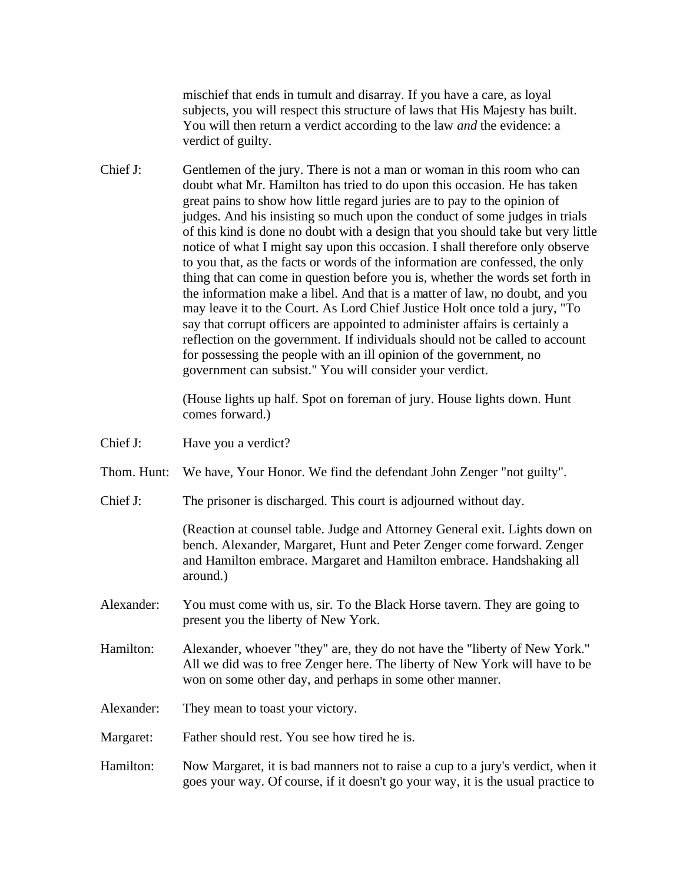mischief that ends in tumult and disarray. If you have a care, as loyal subjects, you will respect this structure of laws that His Majesty has built. You will then return a verdict according to the law *and* the evidence: a verdict of guilty.

Chief J: Gentlemen of the jury. There is not a man or woman in this room who can doubt what Mr. Hamilton has tried to do upon this occasion. He has taken great pains to show how little regard juries are to pay to the opinion of judges. And his insisting so much upon the conduct of some judges in trials of this kind is done no doubt with a design that you should take but very little notice of what I might say upon this occasion. I shall therefore only observe to you that, as the facts or words of the information are confessed, the only thing that can come in question before you is, whether the words set forth in the information make a libel. And that is a matter of law, no doubt, and you may leave it to the Court. As Lord Chief Justice Holt once told a jury, "To say that corrupt officers are appointed to administer affairs is certainly a reflection on the government. If individuals should not be called to account for possessing the people with an ill opinion of the government, no government can subsist." You will consider your verdict.

(House lights up half. Spot on foreman of jury. House lights down. Hunt comes forward.)

Chief J: Have you a verdict?

Thom. Hunt: We have, Your Honor. We find the defendant John Zenger "not guilty".

Chief J: The prisoner is discharged. This court is adjourned without day.

(Reaction at counsel table. Judge and Attorney General exit. Lights down on bench. Alexander, Margaret, Hunt and Peter Zenger come forward. Zenger and Hamilton embrace. Margaret and Hamilton embrace. Handshaking all around.)

Alexander: You must come with us, sir. To the Black Horse tavern. They are going to present you the liberty of New York.

Hamilton: Alexander, whoever "they" are, they do not have the "liberty of New York." All we did was to free Zenger here. The liberty of New York will have to be won on some other day, and perhaps in some other manner.

Alexander: They mean to toast your victory.

Margaret: Father should rest. You see how tired he is.

Hamilton: Now Margaret, it is bad manners not to raise a cup to a jury's verdict, when it goes your way. Of course, if it doesn't go your way, it is the usual practice to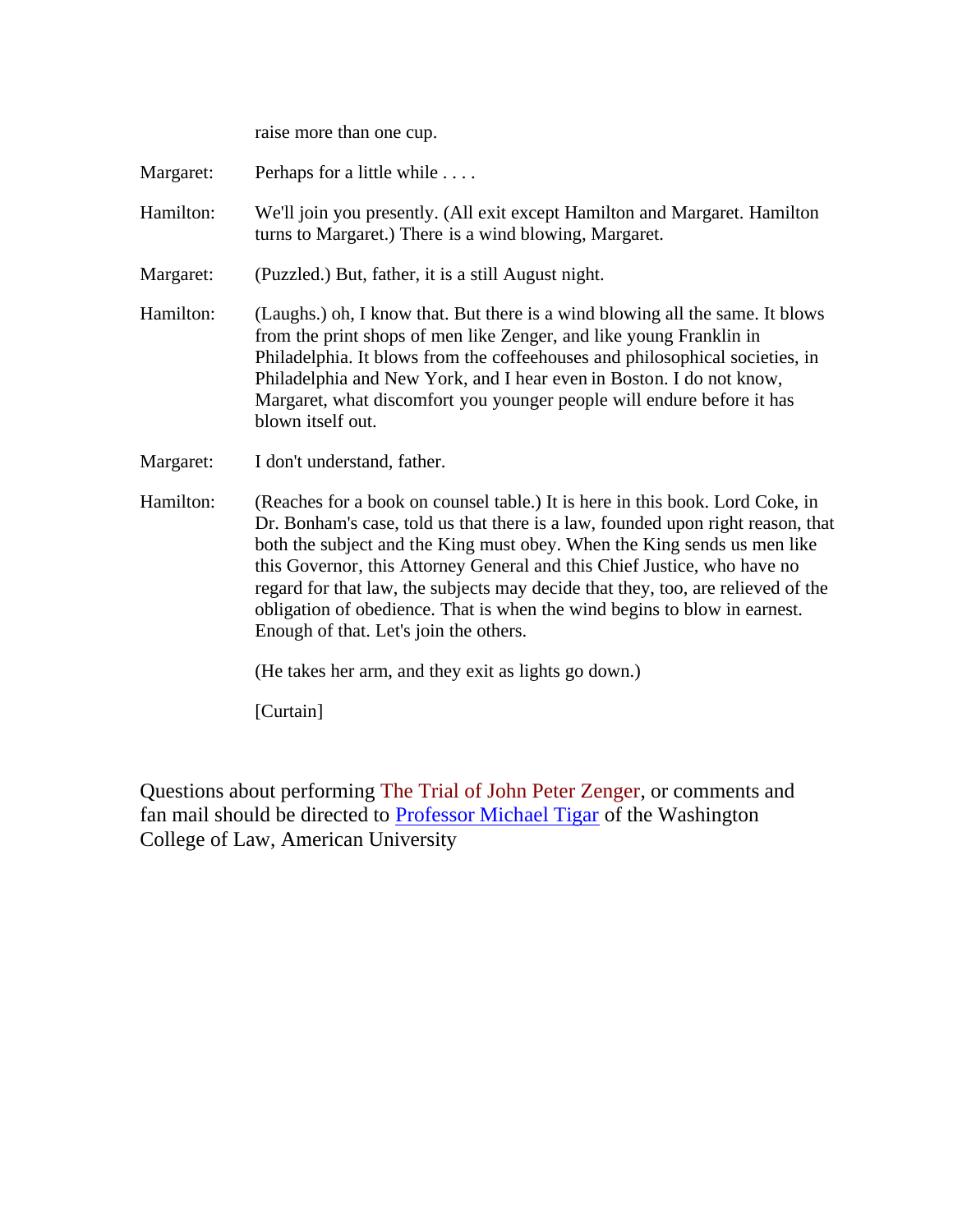raise more than one cup.

Margaret: Perhaps for a little while . . . .

Hamilton: We'll join you presently. (All exit except Hamilton and Margaret. Hamilton turns to Margaret.) There is a wind blowing, Margaret.

Margaret: (Puzzled.) But, father, it is a still August night.

Hamilton: (Laughs.) oh, I know that. But there is a wind blowing all the same. It blows from the print shops of men like Zenger, and like young Franklin in Philadelphia. It blows from the coffeehouses and philosophical societies, in Philadelphia and New York, and I hear even in Boston. I do not know, Margaret, what discomfort you younger people will endure before it has blown itself out.

Margaret: I don't understand, father.

Hamilton: (Reaches for a book on counsel table.) It is here in this book. Lord Coke, in Dr. Bonham's case, told us that there is a law, founded upon right reason, that both the subject and the King must obey. When the King sends us men like this Governor, this Attorney General and this Chief Justice, who have no regard for that law, the subjects may decide that they, too, are relieved of the obligation of obedience. That is when the wind begins to blow in earnest. Enough of that. Let's join the others.

(He takes her arm, and they exit as lights go down.)

[Curtain]

Questions about performing The Trial of John Peter Zenger, or comments and fan mail should be directed to Professor Michael Tigar of the Washington College of Law, American University